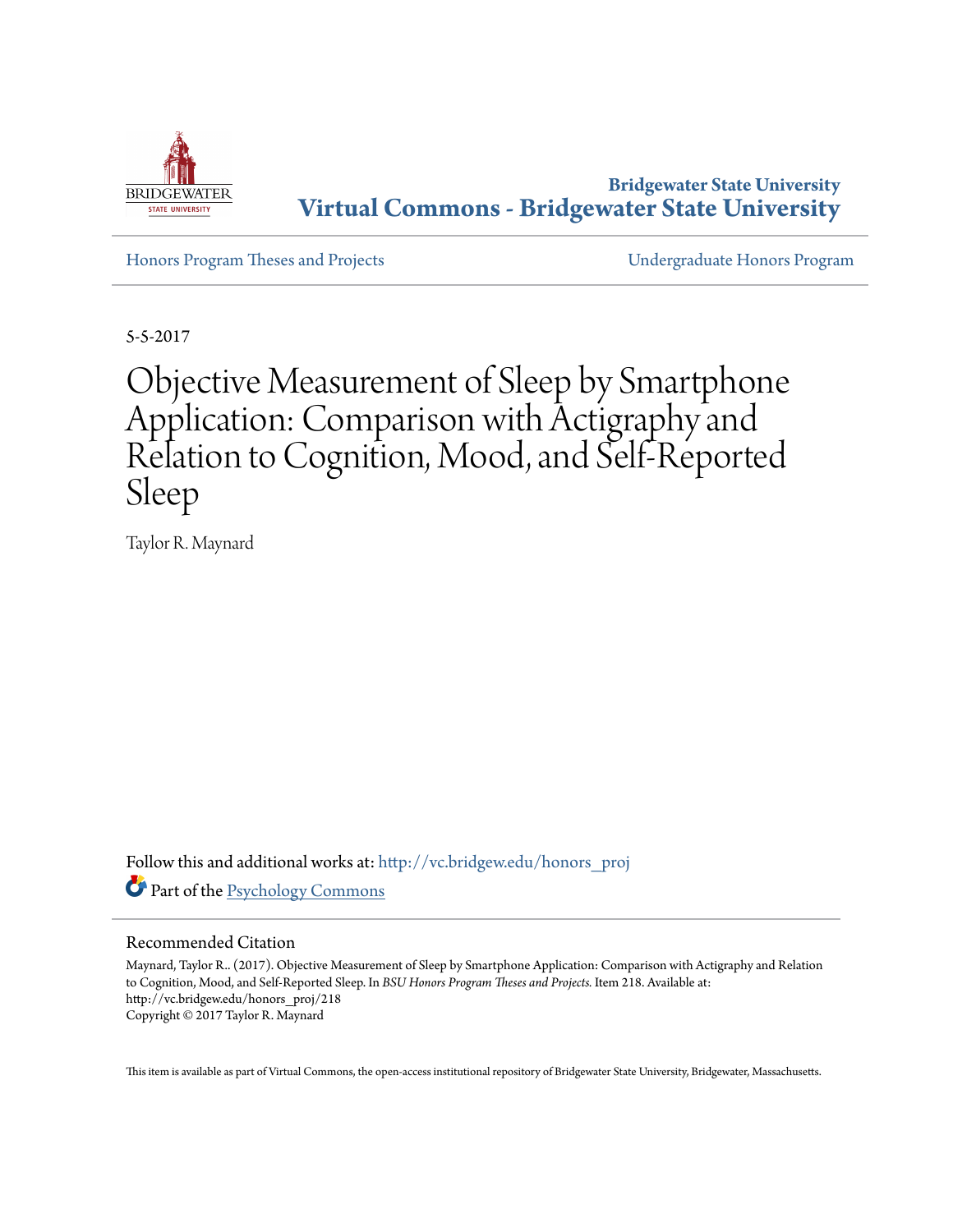Bridgewater State University

**Virtual Commons - Bridgewater State University**

Honors Program Theses and Projects

Undergraduate Honors Program

5-5-2017

# Objective Measurement of Sleep by Smartphone Application: Comparison with Actigraphy and Relation to Cognition, Mood, and Self-Reported Sleep

Taylor R. Maynard

Follow this and additional works at: http://vc.bridgew.edu/honors_proj

Part of the Psychology Commons

## Recommended Citation

Maynard, Taylor R.. (2017). Objective Measurement of Sleep by Smartphone Application: Comparison with Actigraphy and Relation to Cognition, Mood, and Self-Reported Sleep. In *BSU Honors Program Theses and Projects.* Item 218. Available at: http://vc.bridgew.edu/honors_proj/218

Copyright © 2017 Taylor R. Maynard

This item is available as part of Virtual Commons, the open-access institutional repository of Bridgewater State University, Bridgewater, Massachusetts.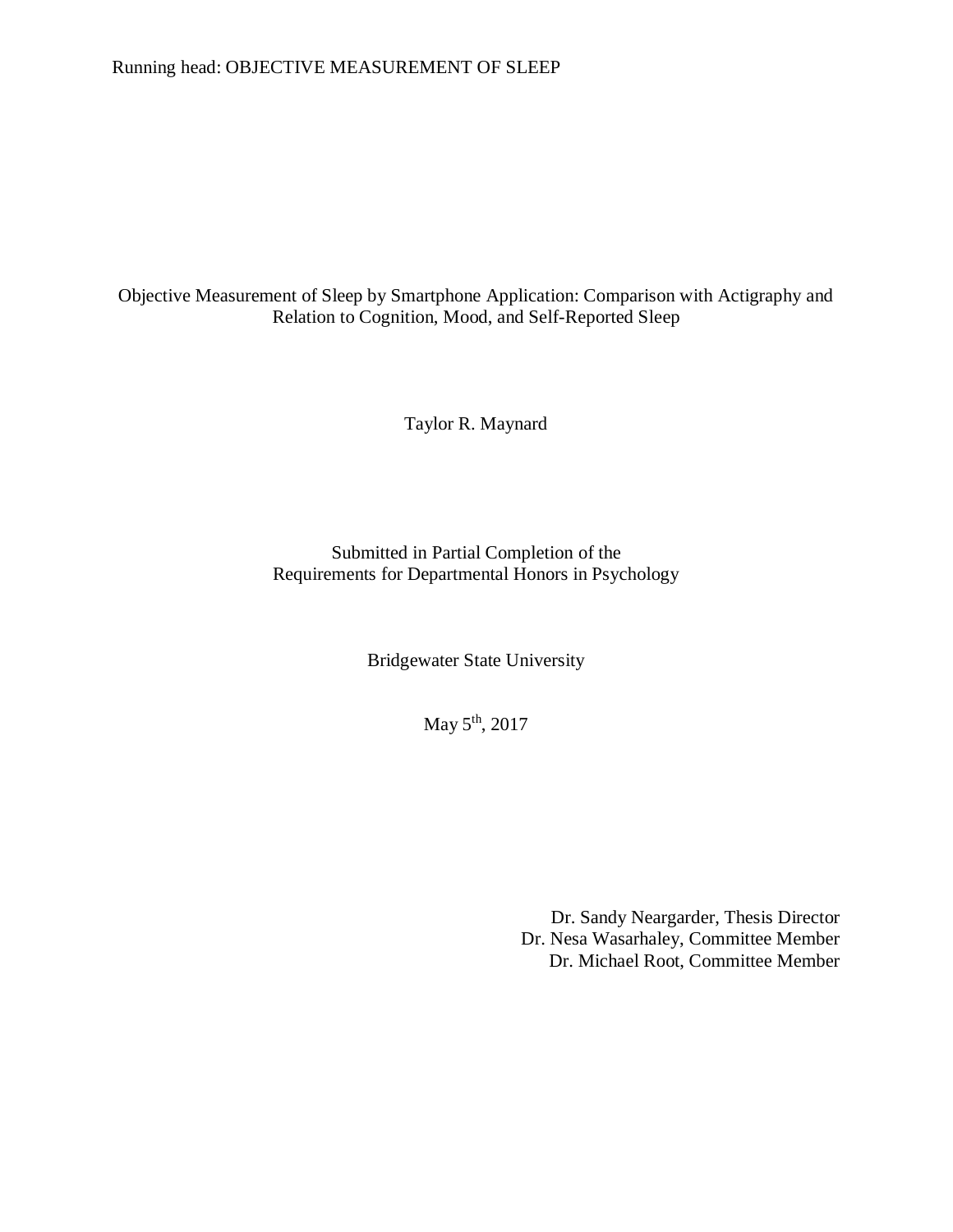# Objective Measurement of Sleep by Smartphone Application: Comparison with Actigraphy and Relation to Cognition, Mood, and Self-Reported Sleep

Taylor R. Maynard

Submitted in Partial Completion of the
Requirements for Departmental Honors in Psychology

Bridgewater State University

May 5th, 2017

Dr. Sandy Neargarder, Thesis Director
Dr. Nesa Wasarhaley, Committee Member
Dr. Michael Root, Committee Member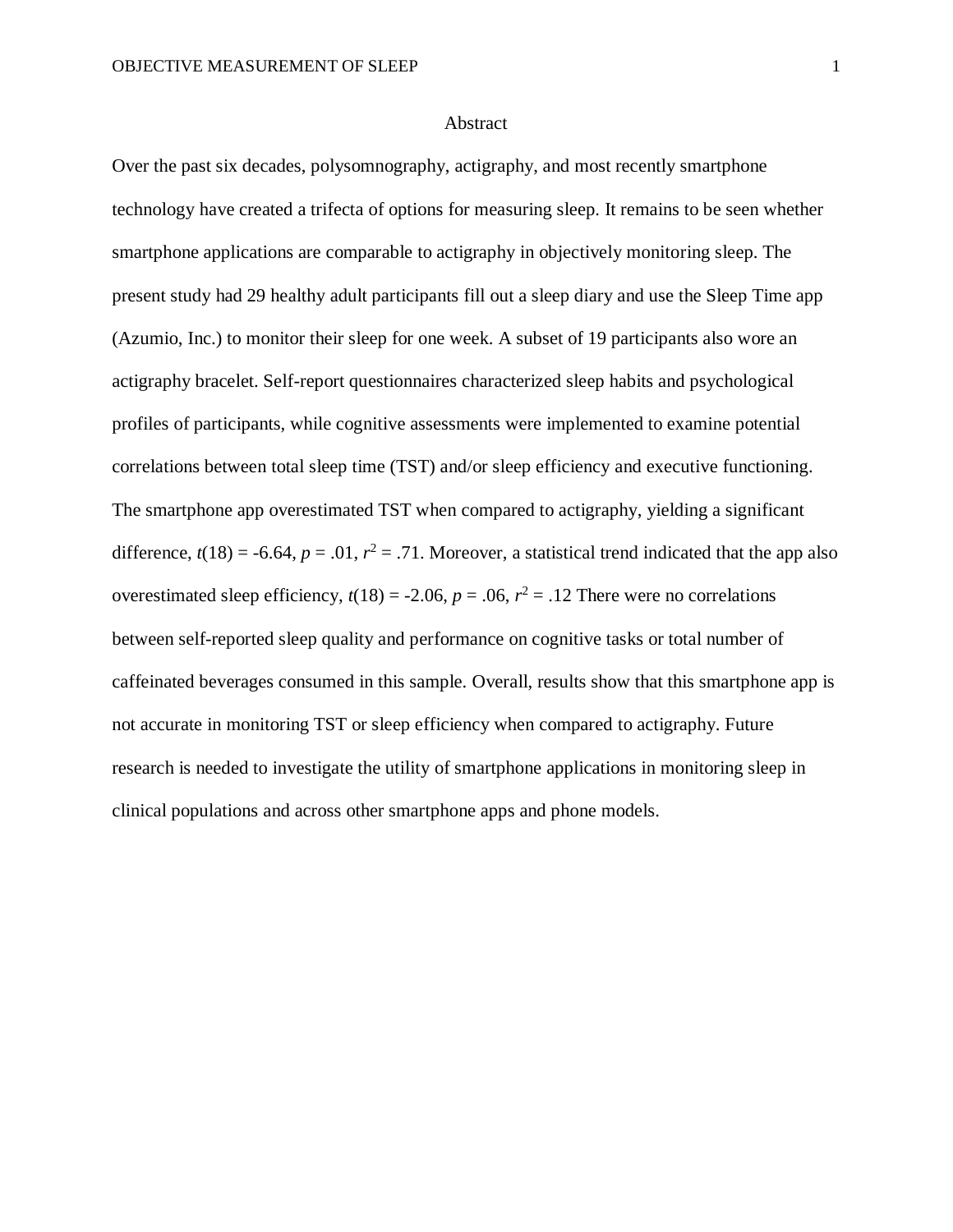## Abstract

Over the past six decades, polysomnography, actigraphy, and most recently smartphone technology have created a trifecta of options for measuring sleep. It remains to be seen whether smartphone applications are comparable to actigraphy in objectively monitoring sleep. The present study had 29 healthy adult participants fill out a sleep diary and use the Sleep Time app (Azumio, Inc.) to monitor their sleep for one week. A subset of 19 participants also wore an actigraphy bracelet. Self-report questionnaires characterized sleep habits and psychological profiles of participants, while cognitive assessments were implemented to examine potential correlations between total sleep time (TST) and/or sleep efficiency and executive functioning. The smartphone app overestimated TST when compared to actigraphy, yielding a significant difference, $t(18) = -6.64$, $p = .01$, $r^2 = .71$. Moreover, a statistical trend indicated that the app also overestimated sleep efficiency, $t(18) = -2.06$, $p = .06$, $r^2 = .12$ There were no correlations between self-reported sleep quality and performance on cognitive tasks or total number of caffeinated beverages consumed in this sample. Overall, results show that this smartphone app is not accurate in monitoring TST or sleep efficiency when compared to actigraphy. Future research is needed to investigate the utility of smartphone applications in monitoring sleep in clinical populations and across other smartphone apps and phone models.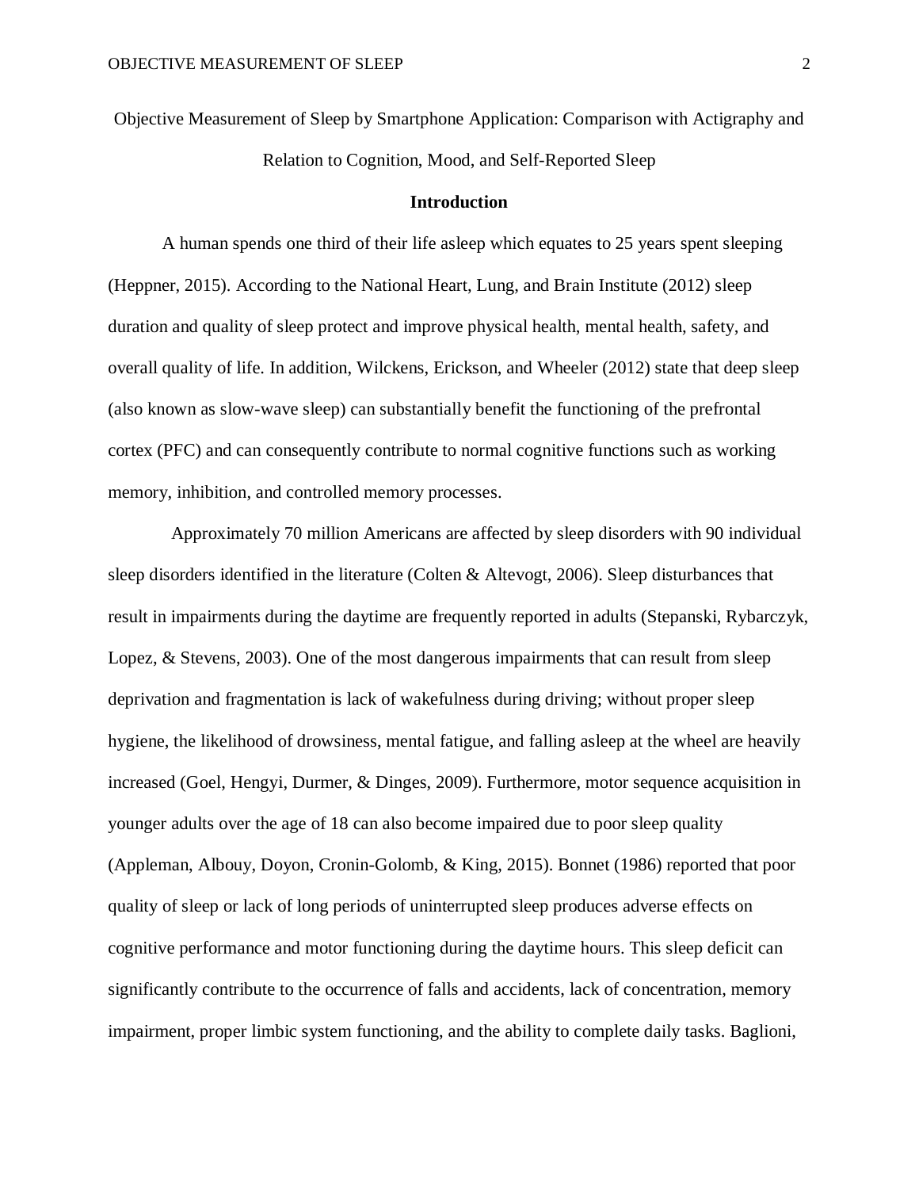Objective Measurement of Sleep by Smartphone Application: Comparison with Actigraphy and Relation to Cognition, Mood, and Self-Reported Sleep

## Introduction

A human spends one third of their life asleep which equates to 25 years spent sleeping (Heppner, 2015). According to the National Heart, Lung, and Brain Institute (2012) sleep duration and quality of sleep protect and improve physical health, mental health, safety, and overall quality of life. In addition, Wilckens, Erickson, and Wheeler (2012) state that deep sleep (also known as slow-wave sleep) can substantially benefit the functioning of the prefrontal cortex (PFC) and can consequently contribute to normal cognitive functions such as working memory, inhibition, and controlled memory processes.

Approximately 70 million Americans are affected by sleep disorders with 90 individual sleep disorders identified in the literature (Colten & Altevogt, 2006). Sleep disturbances that result in impairments during the daytime are frequently reported in adults (Stepanski, Rybarczyk, Lopez, & Stevens, 2003). One of the most dangerous impairments that can result from sleep deprivation and fragmentation is lack of wakefulness during driving; without proper sleep hygiene, the likelihood of drowsiness, mental fatigue, and falling asleep at the wheel are heavily increased (Goel, Hengyi, Durmer, & Dinges, 2009). Furthermore, motor sequence acquisition in younger adults over the age of 18 can also become impaired due to poor sleep quality (Appleman, Albouy, Doyon, Cronin-Golomb, & King, 2015). Bonnet (1986) reported that poor quality of sleep or lack of long periods of uninterrupted sleep produces adverse effects on cognitive performance and motor functioning during the daytime hours. This sleep deficit can significantly contribute to the occurrence of falls and accidents, lack of concentration, memory impairment, proper limbic system functioning, and the ability to complete daily tasks. Baglioni,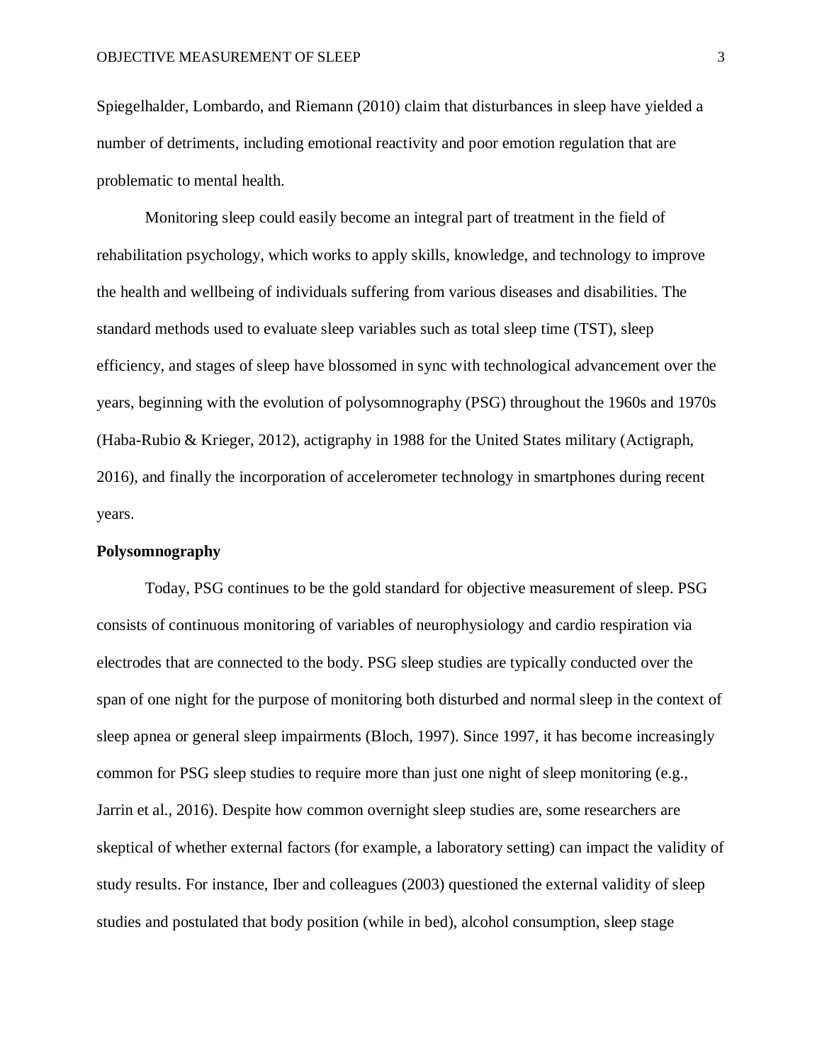Spiegelhalder, Lombardo, and Riemann (2010) claim that disturbances in sleep have yielded a number of detriments, including emotional reactivity and poor emotion regulation that are problematic to mental health.

Monitoring sleep could easily become an integral part of treatment in the field of rehabilitation psychology, which works to apply skills, knowledge, and technology to improve the health and wellbeing of individuals suffering from various diseases and disabilities. The standard methods used to evaluate sleep variables such as total sleep time (TST), sleep efficiency, and stages of sleep have blossomed in sync with technological advancement over the years, beginning with the evolution of polysomnography (PSG) throughout the 1960s and 1970s (Haba-Rubio & Krieger, 2012), actigraphy in 1988 for the United States military (Actigraph, 2016), and finally the incorporation of accelerometer technology in smartphones during recent years.

**Polysomnography**

Today, PSG continues to be the gold standard for objective measurement of sleep. PSG consists of continuous monitoring of variables of neurophysiology and cardio respiration via electrodes that are connected to the body. PSG sleep studies are typically conducted over the span of one night for the purpose of monitoring both disturbed and normal sleep in the context of sleep apnea or general sleep impairments (Bloch, 1997). Since 1997, it has become increasingly common for PSG sleep studies to require more than just one night of sleep monitoring (e.g., Jarrin et al., 2016). Despite how common overnight sleep studies are, some researchers are skeptical of whether external factors (for example, a laboratory setting) can impact the validity of study results. For instance, Iber and colleagues (2003) questioned the external validity of sleep studies and postulated that body position (while in bed), alcohol consumption, sleep stage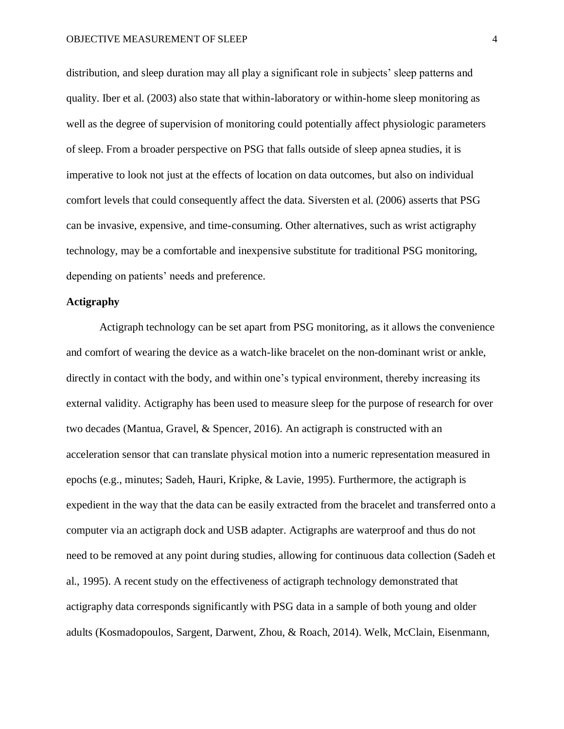distribution, and sleep duration may all play a significant role in subjects' sleep patterns and quality. Iber et al. (2003) also state that within-laboratory or within-home sleep monitoring as well as the degree of supervision of monitoring could potentially affect physiologic parameters of sleep. From a broader perspective on PSG that falls outside of sleep apnea studies, it is imperative to look not just at the effects of location on data outcomes, but also on individual comfort levels that could consequently affect the data. Siversten et al. (2006) asserts that PSG can be invasive, expensive, and time-consuming. Other alternatives, such as wrist actigraphy technology, may be a comfortable and inexpensive substitute for traditional PSG monitoring, depending on patients' needs and preference.

## Actigraphy

Actigraph technology can be set apart from PSG monitoring, as it allows the convenience and comfort of wearing the device as a watch-like bracelet on the non-dominant wrist or ankle, directly in contact with the body, and within one's typical environment, thereby increasing its external validity. Actigraphy has been used to measure sleep for the purpose of research for over two decades (Mantua, Gravel, & Spencer, 2016). An actigraph is constructed with an acceleration sensor that can translate physical motion into a numeric representation measured in epochs (e.g., minutes; Sadeh, Hauri, Kripke, & Lavie, 1995). Furthermore, the actigraph is expedient in the way that the data can be easily extracted from the bracelet and transferred onto a computer via an actigraph dock and USB adapter. Actigraphs are waterproof and thus do not need to be removed at any point during studies, allowing for continuous data collection (Sadeh et al., 1995). A recent study on the effectiveness of actigraph technology demonstrated that actigraphy data corresponds significantly with PSG data in a sample of both young and older adults (Kosmadopoulos, Sargent, Darwent, Zhou, & Roach, 2014). Welk, McClain, Eisenmann,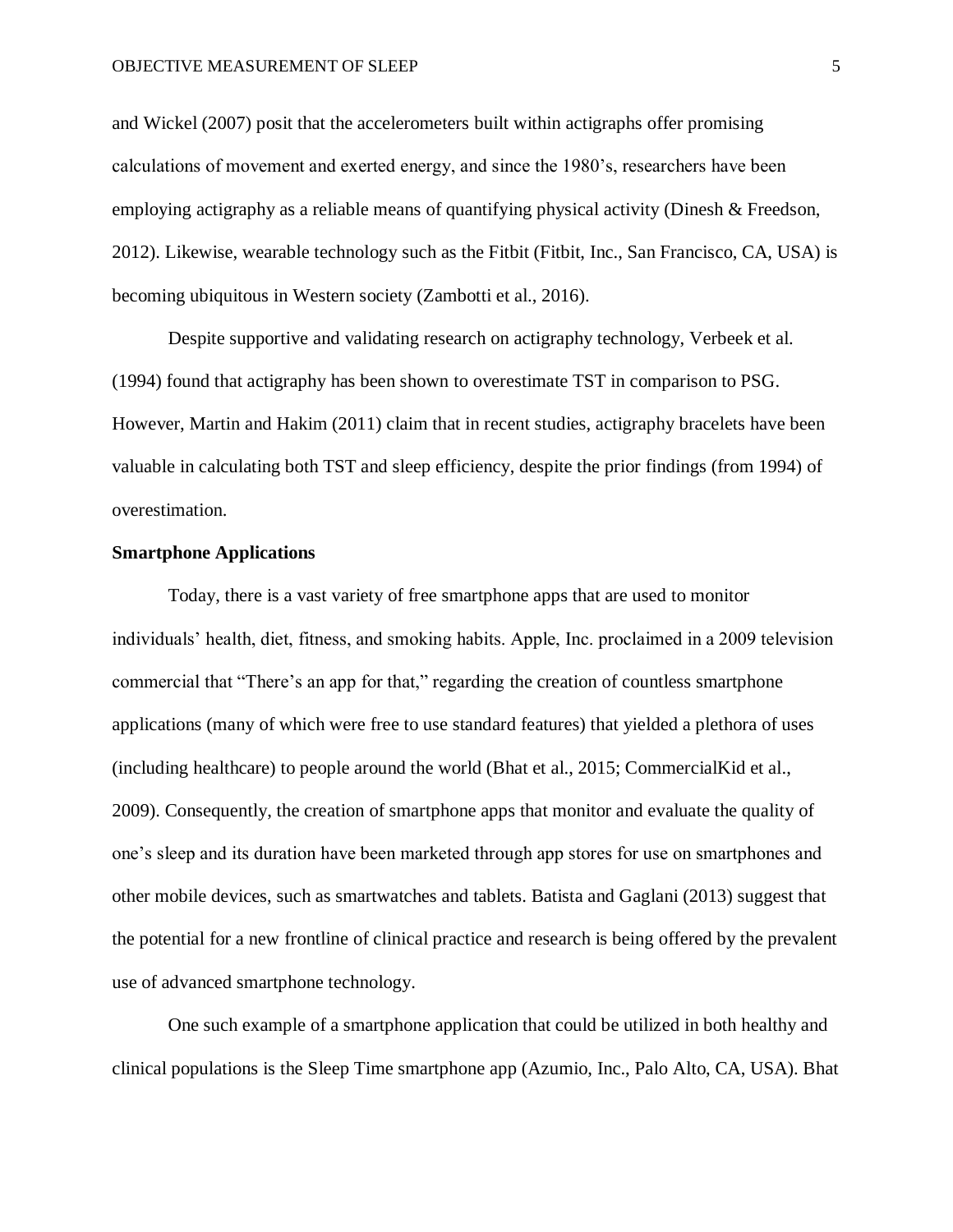and Wickel (2007) posit that the accelerometers built within actigraphs offer promising calculations of movement and exerted energy, and since the 1980's, researchers have been employing actigraphy as a reliable means of quantifying physical activity (Dinesh & Freedson, 2012). Likewise, wearable technology such as the Fitbit (Fitbit, Inc., San Francisco, CA, USA) is becoming ubiquitous in Western society (Zambotti et al., 2016).

Despite supportive and validating research on actigraphy technology, Verbeek et al. (1994) found that actigraphy has been shown to overestimate TST in comparison to PSG. However, Martin and Hakim (2011) claim that in recent studies, actigraphy bracelets have been valuable in calculating both TST and sleep efficiency, despite the prior findings (from 1994) of overestimation.

**Smartphone Applications**

Today, there is a vast variety of free smartphone apps that are used to monitor individuals' health, diet, fitness, and smoking habits. Apple, Inc. proclaimed in a 2009 television commercial that "There's an app for that," regarding the creation of countless smartphone applications (many of which were free to use standard features) that yielded a plethora of uses (including healthcare) to people around the world (Bhat et al., 2015; CommercialKid et al., 2009). Consequently, the creation of smartphone apps that monitor and evaluate the quality of one's sleep and its duration have been marketed through app stores for use on smartphones and other mobile devices, such as smartwatches and tablets. Batista and Gaglani (2013) suggest that the potential for a new frontline of clinical practice and research is being offered by the prevalent use of advanced smartphone technology.

One such example of a smartphone application that could be utilized in both healthy and clinical populations is the Sleep Time smartphone app (Azumio, Inc., Palo Alto, CA, USA). Bhat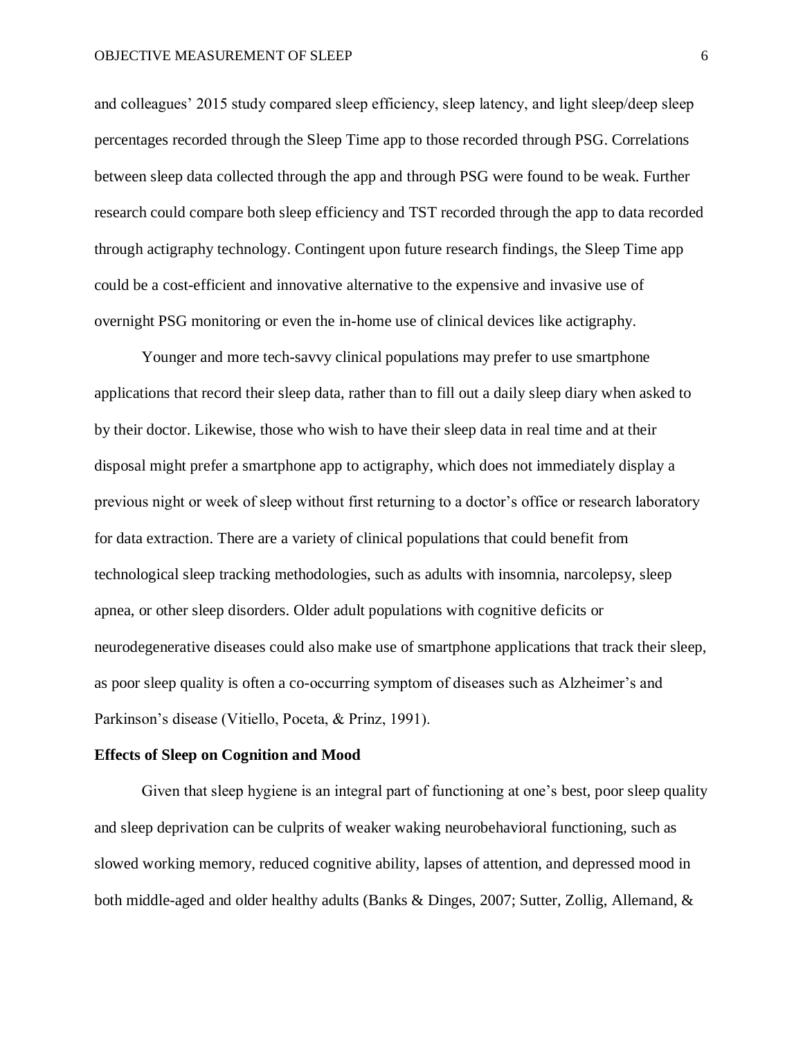and colleagues' 2015 study compared sleep efficiency, sleep latency, and light sleep/deep sleep percentages recorded through the Sleep Time app to those recorded through PSG. Correlations between sleep data collected through the app and through PSG were found to be weak. Further research could compare both sleep efficiency and TST recorded through the app to data recorded through actigraphy technology. Contingent upon future research findings, the Sleep Time app could be a cost-efficient and innovative alternative to the expensive and invasive use of overnight PSG monitoring or even the in-home use of clinical devices like actigraphy.

Younger and more tech-savvy clinical populations may prefer to use smartphone applications that record their sleep data, rather than to fill out a daily sleep diary when asked to by their doctor. Likewise, those who wish to have their sleep data in real time and at their disposal might prefer a smartphone app to actigraphy, which does not immediately display a previous night or week of sleep without first returning to a doctor's office or research laboratory for data extraction. There are a variety of clinical populations that could benefit from technological sleep tracking methodologies, such as adults with insomnia, narcolepsy, sleep apnea, or other sleep disorders. Older adult populations with cognitive deficits or neurodegenerative diseases could also make use of smartphone applications that track their sleep, as poor sleep quality is often a co-occurring symptom of diseases such as Alzheimer's and Parkinson's disease (Vitiello, Poceta, & Prinz, 1991).

**Effects of Sleep on Cognition and Mood**

Given that sleep hygiene is an integral part of functioning at one's best, poor sleep quality and sleep deprivation can be culprits of weaker waking neurobehavioral functioning, such as slowed working memory, reduced cognitive ability, lapses of attention, and depressed mood in both middle-aged and older healthy adults (Banks & Dinges, 2007; Sutter, Zollig, Allemand, &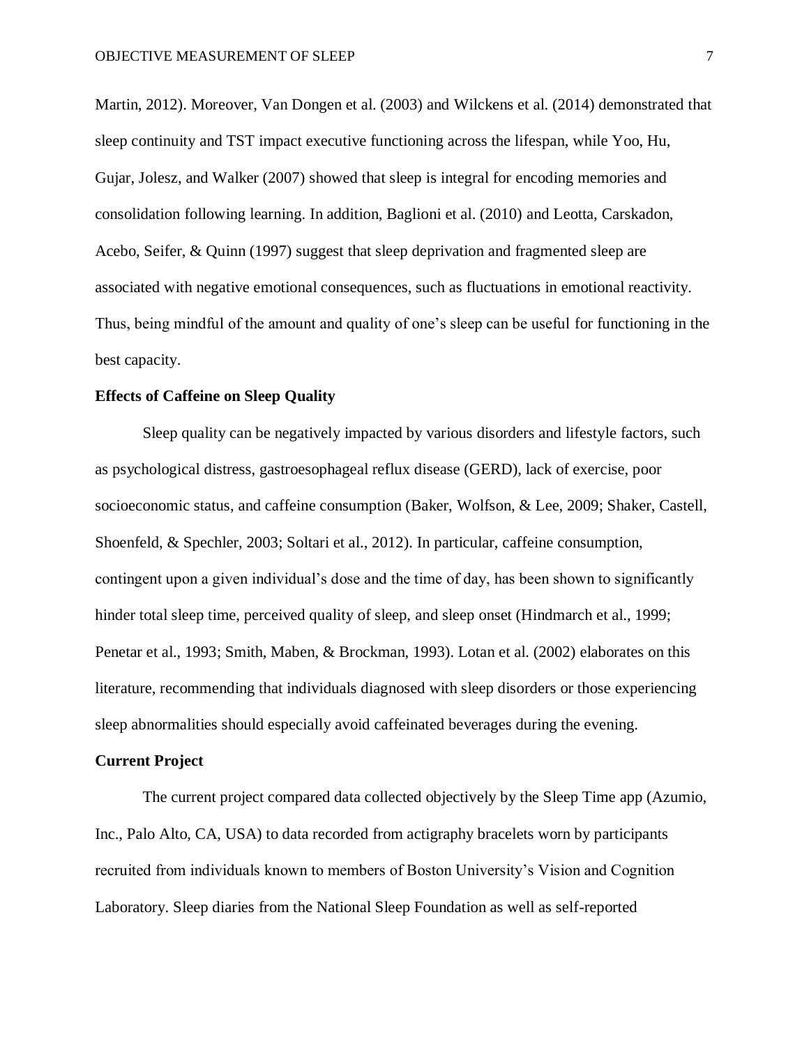Martin, 2012). Moreover, Van Dongen et al. (2003) and Wilckens et al. (2014) demonstrated that sleep continuity and TST impact executive functioning across the lifespan, while Yoo, Hu, Gujar, Jolesz, and Walker (2007) showed that sleep is integral for encoding memories and consolidation following learning. In addition, Baglioni et al. (2010) and Leotta, Carskadon, Acebo, Seifer, & Quinn (1997) suggest that sleep deprivation and fragmented sleep are associated with negative emotional consequences, such as fluctuations in emotional reactivity. Thus, being mindful of the amount and quality of one's sleep can be useful for functioning in the best capacity.

**Effects of Caffeine on Sleep Quality**

Sleep quality can be negatively impacted by various disorders and lifestyle factors, such as psychological distress, gastroesophageal reflux disease (GERD), lack of exercise, poor socioeconomic status, and caffeine consumption (Baker, Wolfson, & Lee, 2009; Shaker, Castell, Shoenfeld, & Spechler, 2003; Soltari et al., 2012). In particular, caffeine consumption, contingent upon a given individual's dose and the time of day, has been shown to significantly hinder total sleep time, perceived quality of sleep, and sleep onset (Hindmarch et al., 1999; Penetar et al., 1993; Smith, Maben, & Brockman, 1993). Lotan et al. (2002) elaborates on this literature, recommending that individuals diagnosed with sleep disorders or those experiencing sleep abnormalities should especially avoid caffeinated beverages during the evening.

**Current Project**

The current project compared data collected objectively by the Sleep Time app (Azumio, Inc., Palo Alto, CA, USA) to data recorded from actigraphy bracelets worn by participants recruited from individuals known to members of Boston University's Vision and Cognition Laboratory. Sleep diaries from the National Sleep Foundation as well as self-reported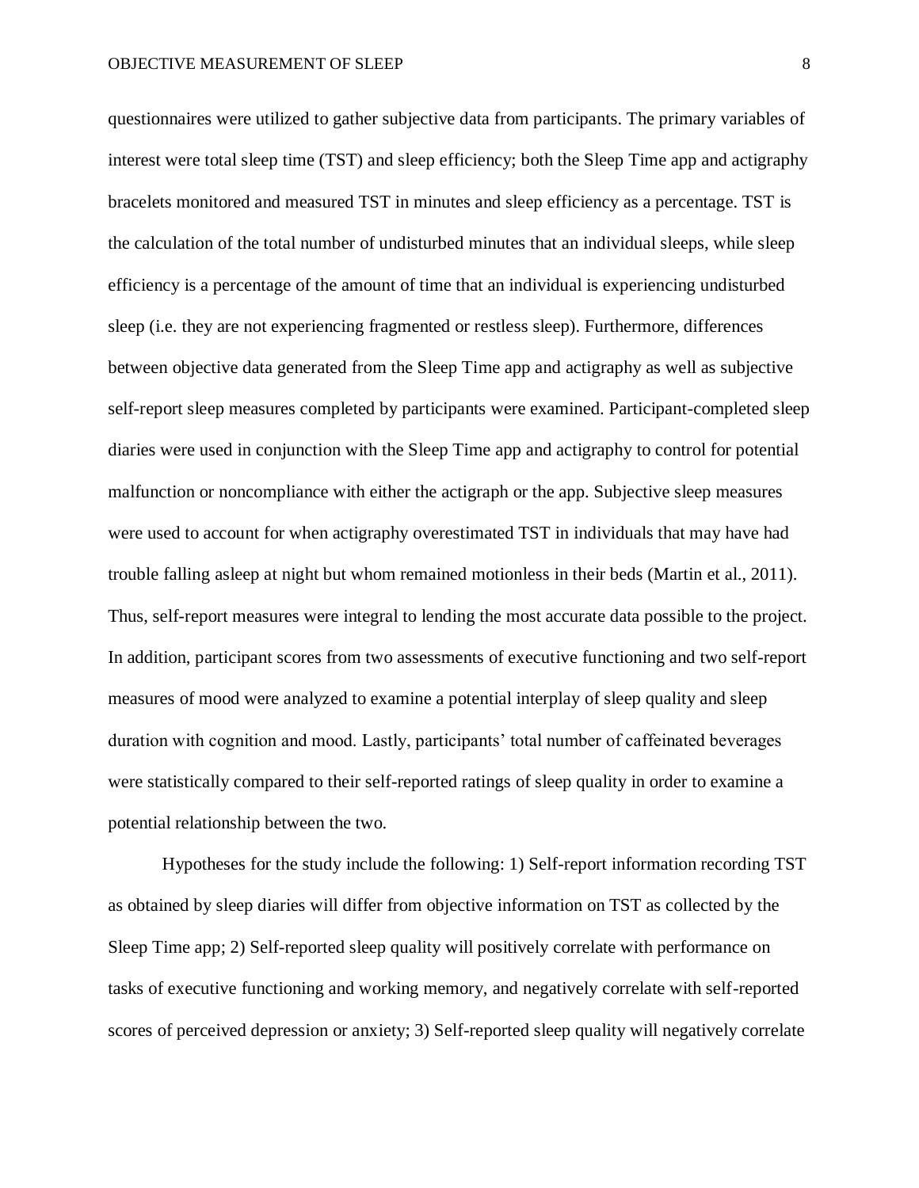questionnaires were utilized to gather subjective data from participants. The primary variables of interest were total sleep time (TST) and sleep efficiency; both the Sleep Time app and actigraphy bracelets monitored and measured TST in minutes and sleep efficiency as a percentage. TST is the calculation of the total number of undisturbed minutes that an individual sleeps, while sleep efficiency is a percentage of the amount of time that an individual is experiencing undisturbed sleep (i.e. they are not experiencing fragmented or restless sleep). Furthermore, differences between objective data generated from the Sleep Time app and actigraphy as well as subjective self-report sleep measures completed by participants were examined. Participant-completed sleep diaries were used in conjunction with the Sleep Time app and actigraphy to control for potential malfunction or noncompliance with either the actigraph or the app. Subjective sleep measures were used to account for when actigraphy overestimated TST in individuals that may have had trouble falling asleep at night but whom remained motionless in their beds (Martin et al., 2011). Thus, self-report measures were integral to lending the most accurate data possible to the project. In addition, participant scores from two assessments of executive functioning and two self-report measures of mood were analyzed to examine a potential interplay of sleep quality and sleep duration with cognition and mood. Lastly, participants' total number of caffeinated beverages were statistically compared to their self-reported ratings of sleep quality in order to examine a potential relationship between the two.

Hypotheses for the study include the following: 1) Self-report information recording TST as obtained by sleep diaries will differ from objective information on TST as collected by the Sleep Time app; 2) Self-reported sleep quality will positively correlate with performance on tasks of executive functioning and working memory, and negatively correlate with self-reported scores of perceived depression or anxiety; 3) Self-reported sleep quality will negatively correlate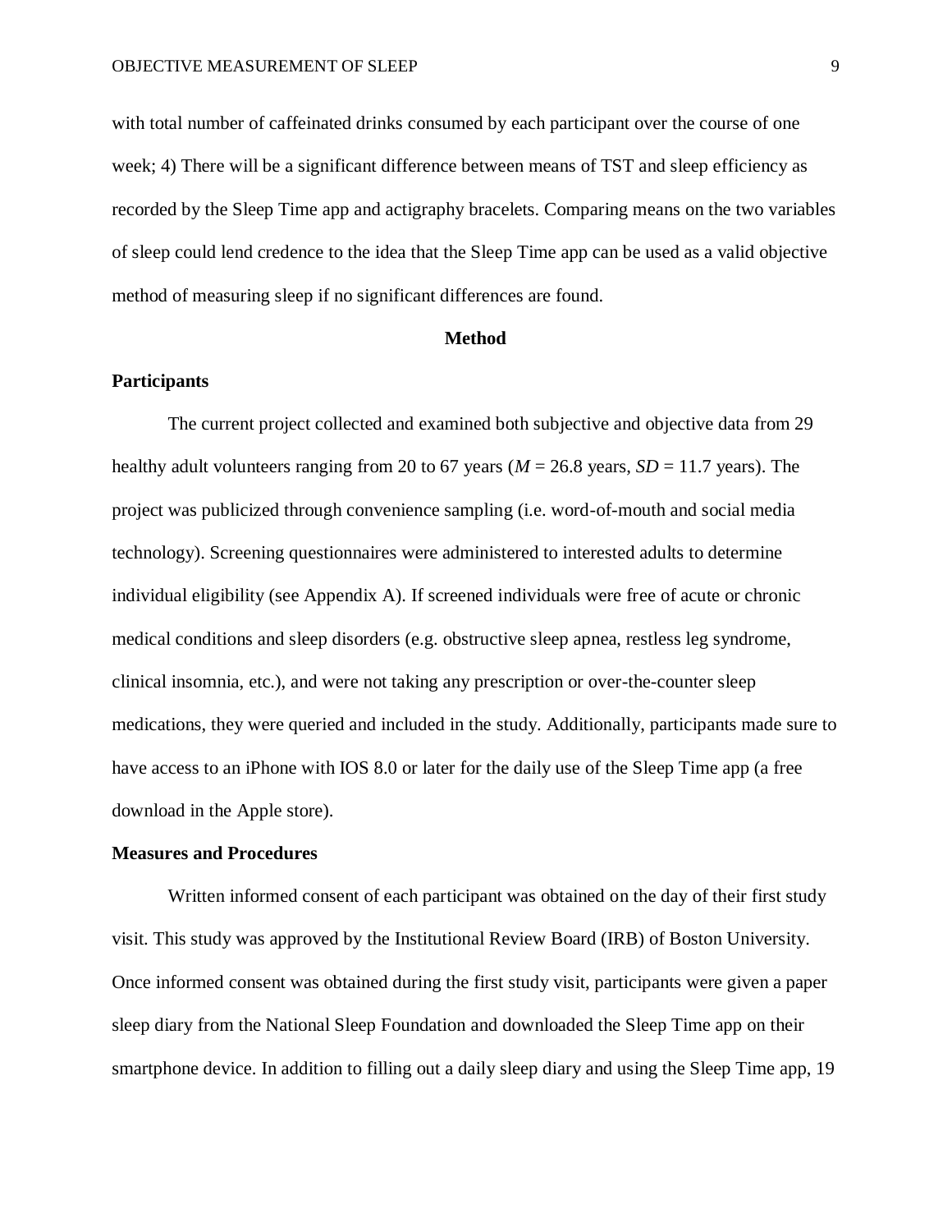with total number of caffeinated drinks consumed by each participant over the course of one week; 4) There will be a significant difference between means of TST and sleep efficiency as recorded by the Sleep Time app and actigraphy bracelets. Comparing means on the two variables of sleep could lend credence to the idea that the Sleep Time app can be used as a valid objective method of measuring sleep if no significant differences are found.

## Method

### Participants

The current project collected and examined both subjective and objective data from 29 healthy adult volunteers ranging from 20 to 67 years ($M$ = 26.8 years, $SD$ = 11.7 years). The project was publicized through convenience sampling (i.e. word-of-mouth and social media technology). Screening questionnaires were administered to interested adults to determine individual eligibility (see Appendix A). If screened individuals were free of acute or chronic medical conditions and sleep disorders (e.g. obstructive sleep apnea, restless leg syndrome, clinical insomnia, etc.), and were not taking any prescription or over-the-counter sleep medications, they were queried and included in the study. Additionally, participants made sure to have access to an iPhone with IOS 8.0 or later for the daily use of the Sleep Time app (a free download in the Apple store).

### Measures and Procedures

Written informed consent of each participant was obtained on the day of their first study visit. This study was approved by the Institutional Review Board (IRB) of Boston University. Once informed consent was obtained during the first study visit, participants were given a paper sleep diary from the National Sleep Foundation and downloaded the Sleep Time app on their smartphone device. In addition to filling out a daily sleep diary and using the Sleep Time app, 19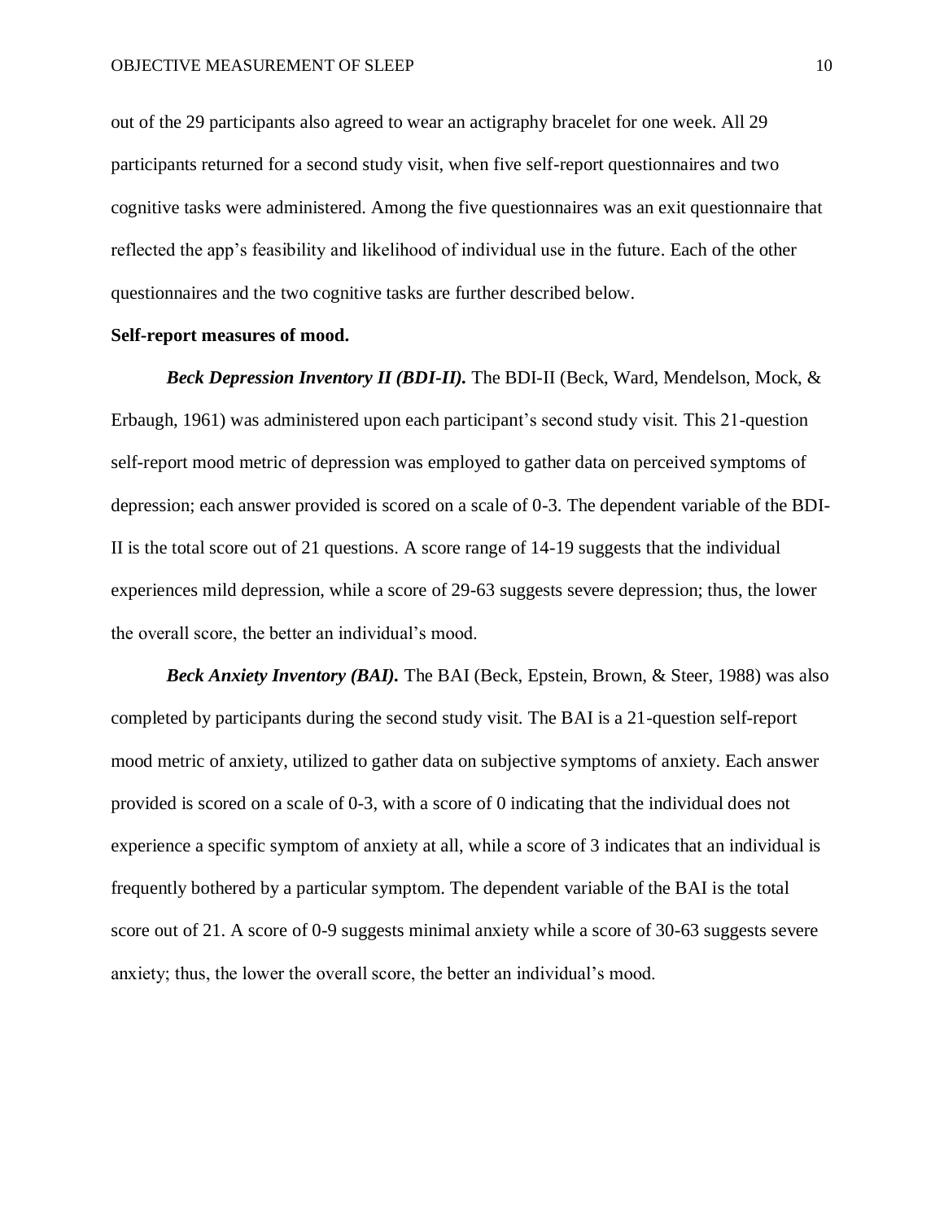out of the 29 participants also agreed to wear an actigraphy bracelet for one week. All 29 participants returned for a second study visit, when five self-report questionnaires and two cognitive tasks were administered. Among the five questionnaires was an exit questionnaire that reflected the app's feasibility and likelihood of individual use in the future. Each of the other questionnaires and the two cognitive tasks are further described below.

**Self-report measures of mood.**

***Beck Depression Inventory II (BDI-II).*** The BDI-II (Beck, Ward, Mendelson, Mock, & Erbaugh, 1961) was administered upon each participant's second study visit. This 21-question self-report mood metric of depression was employed to gather data on perceived symptoms of depression; each answer provided is scored on a scale of 0-3. The dependent variable of the BDI-II is the total score out of 21 questions. A score range of 14-19 suggests that the individual experiences mild depression, while a score of 29-63 suggests severe depression; thus, the lower the overall score, the better an individual's mood.

***Beck Anxiety Inventory (BAI).*** The BAI (Beck, Epstein, Brown, & Steer, 1988) was also completed by participants during the second study visit. The BAI is a 21-question self-report mood metric of anxiety, utilized to gather data on subjective symptoms of anxiety. Each answer provided is scored on a scale of 0-3, with a score of 0 indicating that the individual does not experience a specific symptom of anxiety at all, while a score of 3 indicates that an individual is frequently bothered by a particular symptom. The dependent variable of the BAI is the total score out of 21. A score of 0-9 suggests minimal anxiety while a score of 30-63 suggests severe anxiety; thus, the lower the overall score, the better an individual's mood.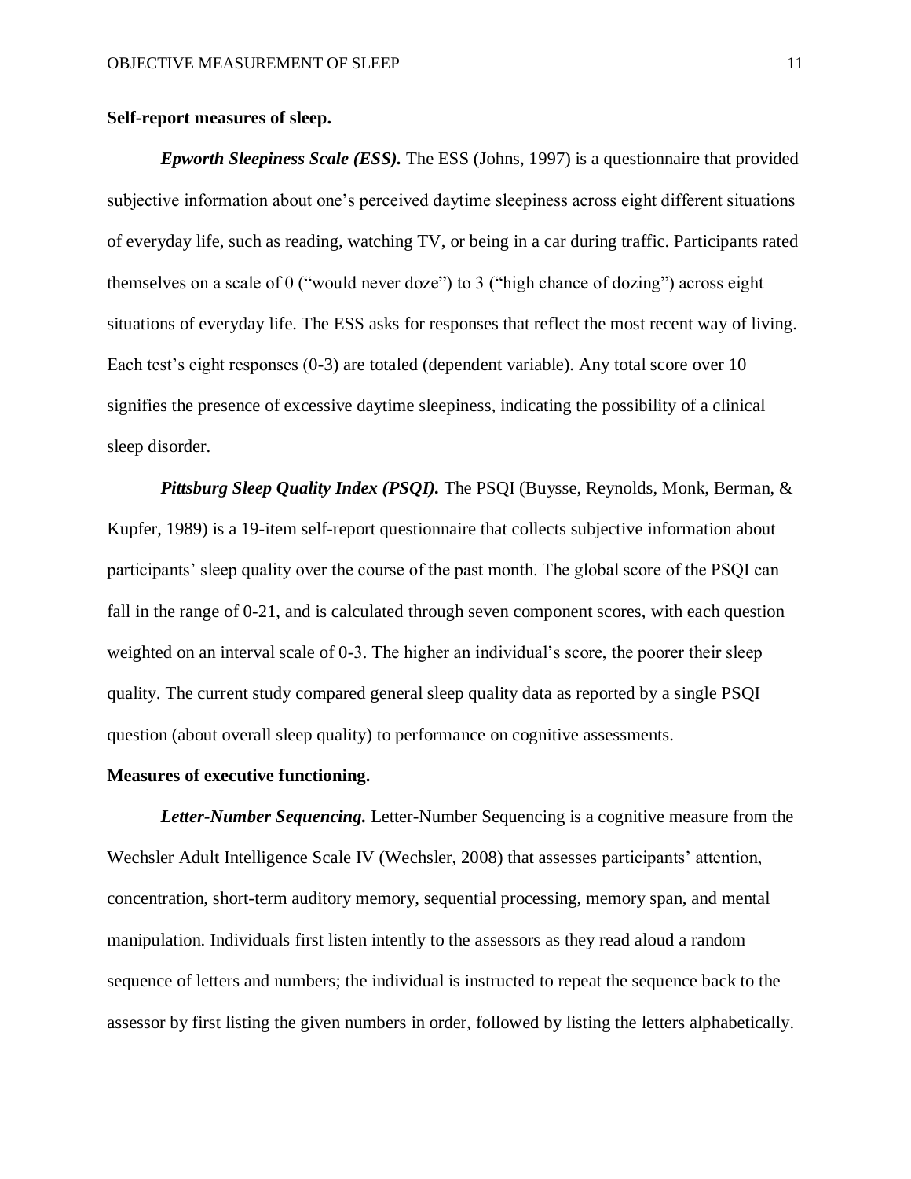**Self-report measures of sleep.**

***Epworth Sleepiness Scale (ESS).*** The ESS (Johns, 1997) is a questionnaire that provided subjective information about one's perceived daytime sleepiness across eight different situations of everyday life, such as reading, watching TV, or being in a car during traffic. Participants rated themselves on a scale of 0 ("would never doze") to 3 ("high chance of dozing") across eight situations of everyday life. The ESS asks for responses that reflect the most recent way of living. Each test's eight responses (0-3) are totaled (dependent variable). Any total score over 10 signifies the presence of excessive daytime sleepiness, indicating the possibility of a clinical sleep disorder.

***Pittsburg Sleep Quality Index (PSQI).*** The PSQI (Buysse, Reynolds, Monk, Berman, & Kupfer, 1989) is a 19-item self-report questionnaire that collects subjective information about participants' sleep quality over the course of the past month. The global score of the PSQI can fall in the range of 0-21, and is calculated through seven component scores, with each question weighted on an interval scale of 0-3. The higher an individual's score, the poorer their sleep quality. The current study compared general sleep quality data as reported by a single PSQI question (about overall sleep quality) to performance on cognitive assessments.

**Measures of executive functioning.**

***Letter-Number Sequencing.*** Letter-Number Sequencing is a cognitive measure from the Wechsler Adult Intelligence Scale IV (Wechsler, 2008) that assesses participants' attention, concentration, short-term auditory memory, sequential processing, memory span, and mental manipulation. Individuals first listen intently to the assessors as they read aloud a random sequence of letters and numbers; the individual is instructed to repeat the sequence back to the assessor by first listing the given numbers in order, followed by listing the letters alphabetically.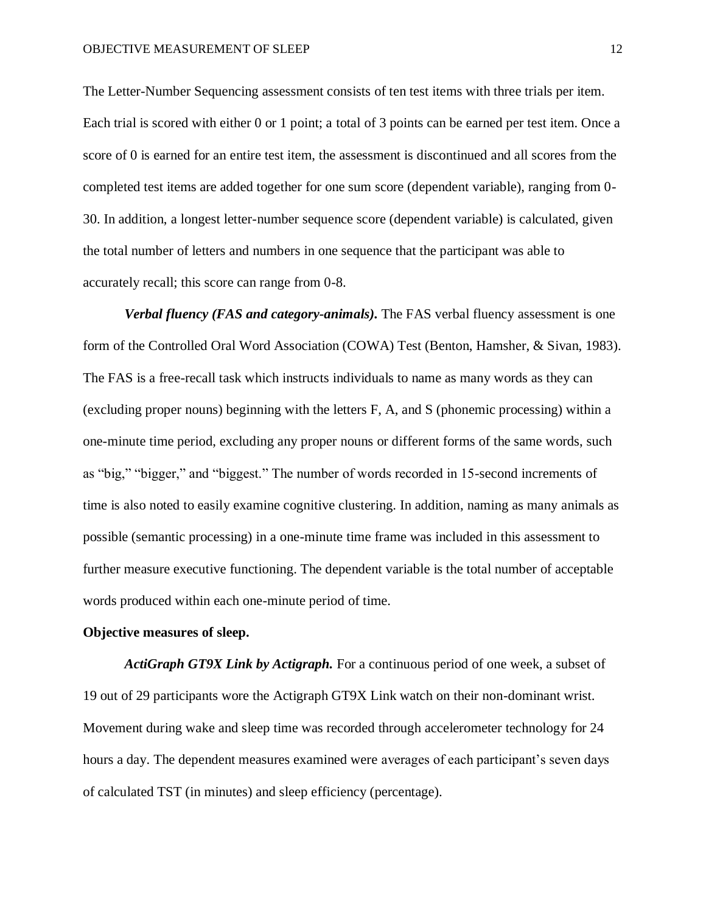The Letter-Number Sequencing assessment consists of ten test items with three trials per item. Each trial is scored with either 0 or 1 point; a total of 3 points can be earned per test item. Once a score of 0 is earned for an entire test item, the assessment is discontinued and all scores from the completed test items are added together for one sum score (dependent variable), ranging from 0-30. In addition, a longest letter-number sequence score (dependent variable) is calculated, given the total number of letters and numbers in one sequence that the participant was able to accurately recall; this score can range from 0-8.

***Verbal fluency (FAS and category-animals).*** The FAS verbal fluency assessment is one form of the Controlled Oral Word Association (COWA) Test (Benton, Hamsher, & Sivan, 1983). The FAS is a free-recall task which instructs individuals to name as many words as they can (excluding proper nouns) beginning with the letters F, A, and S (phonemic processing) within a one-minute time period, excluding any proper nouns or different forms of the same words, such as "big," "bigger," and "biggest." The number of words recorded in 15-second increments of time is also noted to easily examine cognitive clustering. In addition, naming as many animals as possible (semantic processing) in a one-minute time frame was included in this assessment to further measure executive functioning. The dependent variable is the total number of acceptable words produced within each one-minute period of time.

**Objective measures of sleep.**

***ActiGraph GT9X Link by Actigraph.*** For a continuous period of one week, a subset of 19 out of 29 participants wore the Actigraph GT9X Link watch on their non-dominant wrist. Movement during wake and sleep time was recorded through accelerometer technology for 24 hours a day. The dependent measures examined were averages of each participant's seven days of calculated TST (in minutes) and sleep efficiency (percentage).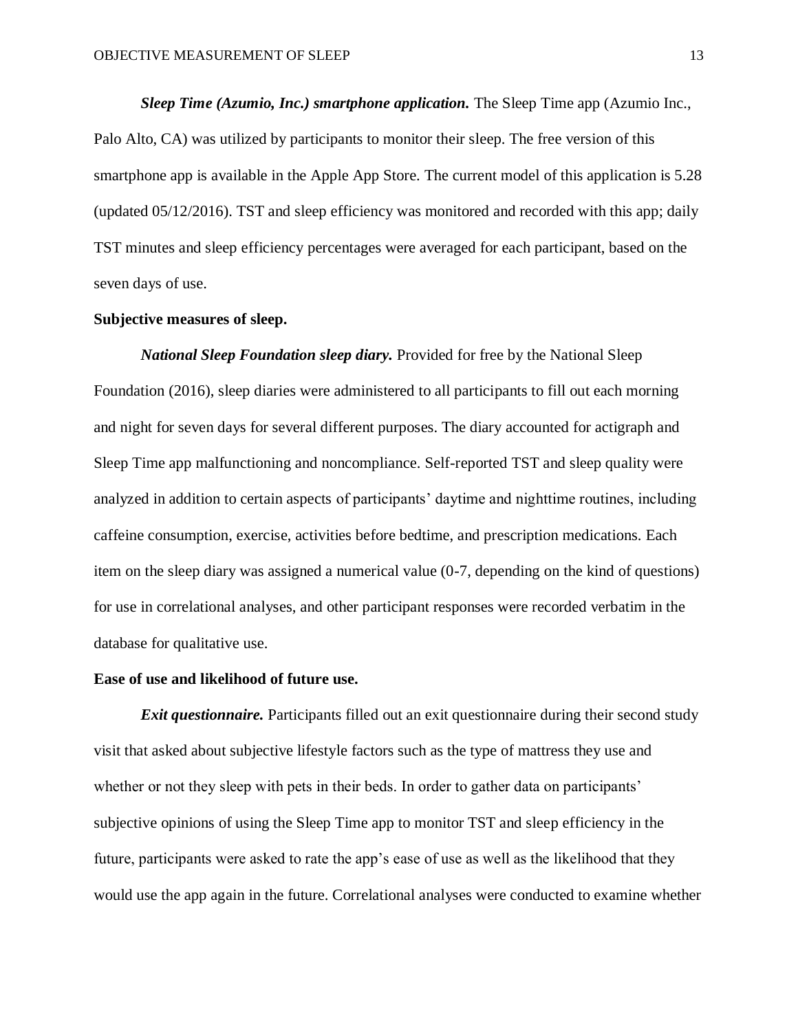***Sleep Time (Azumio, Inc.) smartphone application.*** The Sleep Time app (Azumio Inc., Palo Alto, CA) was utilized by participants to monitor their sleep. The free version of this smartphone app is available in the Apple App Store. The current model of this application is 5.28 (updated 05/12/2016). TST and sleep efficiency was monitored and recorded with this app; daily TST minutes and sleep efficiency percentages were averaged for each participant, based on the seven days of use.

**Subjective measures of sleep.**

***National Sleep Foundation sleep diary.*** Provided for free by the National Sleep Foundation (2016), sleep diaries were administered to all participants to fill out each morning and night for seven days for several different purposes. The diary accounted for actigraph and Sleep Time app malfunctioning and noncompliance. Self-reported TST and sleep quality were analyzed in addition to certain aspects of participants' daytime and nighttime routines, including caffeine consumption, exercise, activities before bedtime, and prescription medications. Each item on the sleep diary was assigned a numerical value (0-7, depending on the kind of questions) for use in correlational analyses, and other participant responses were recorded verbatim in the database for qualitative use.

**Ease of use and likelihood of future use.**

***Exit questionnaire.*** Participants filled out an exit questionnaire during their second study visit that asked about subjective lifestyle factors such as the type of mattress they use and whether or not they sleep with pets in their beds. In order to gather data on participants' subjective opinions of using the Sleep Time app to monitor TST and sleep efficiency in the future, participants were asked to rate the app's ease of use as well as the likelihood that they would use the app again in the future. Correlational analyses were conducted to examine whether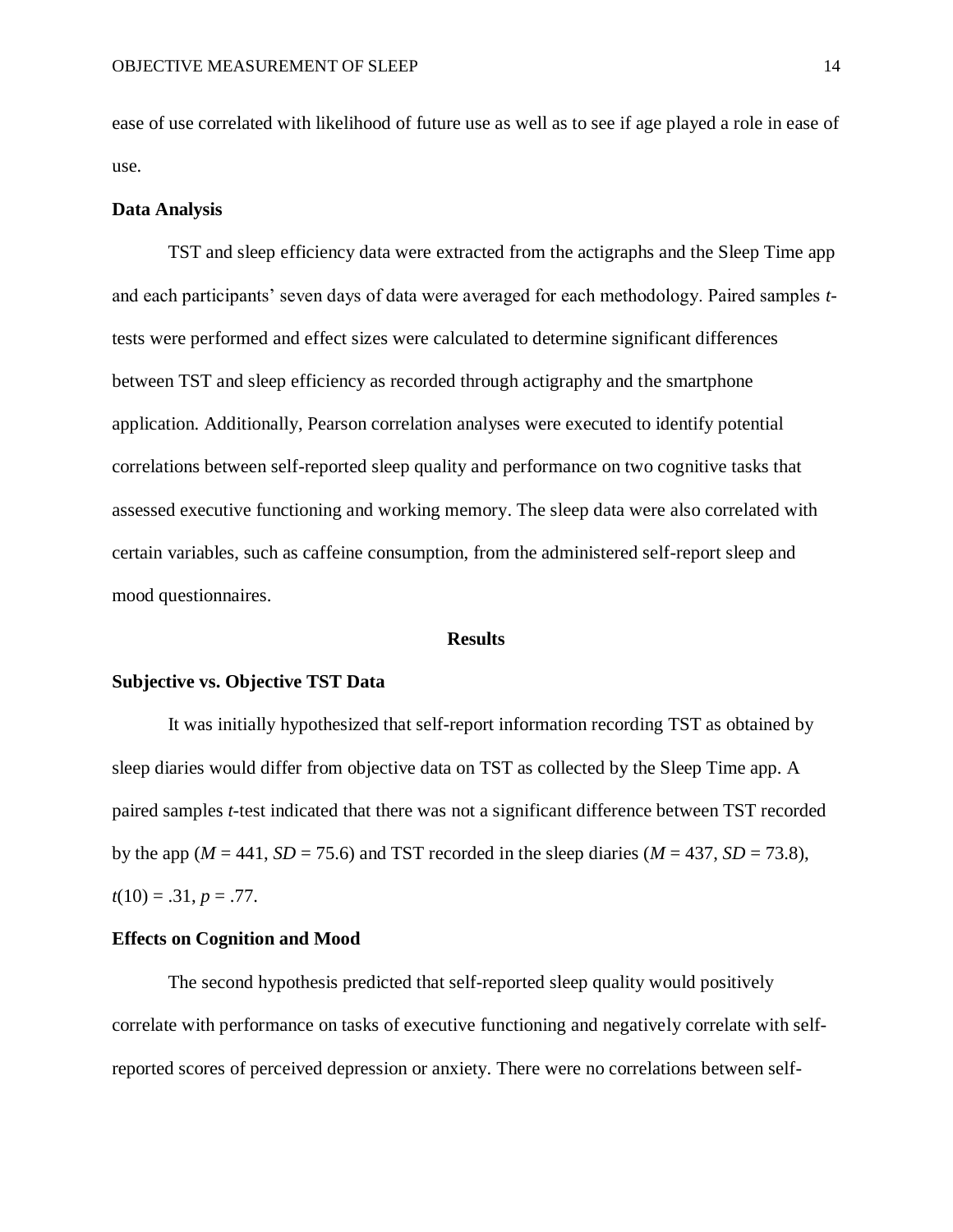ease of use correlated with likelihood of future use as well as to see if age played a role in ease of use.

**Data Analysis**

TST and sleep efficiency data were extracted from the actigraphs and the Sleep Time app and each participants' seven days of data were averaged for each methodology. Paired samples *t*-tests were performed and effect sizes were calculated to determine significant differences between TST and sleep efficiency as recorded through actigraphy and the smartphone application. Additionally, Pearson correlation analyses were executed to identify potential correlations between self-reported sleep quality and performance on two cognitive tasks that assessed executive functioning and working memory. The sleep data were also correlated with certain variables, such as caffeine consumption, from the administered self-report sleep and mood questionnaires.

# Results

**Subjective vs. Objective TST Data**

It was initially hypothesized that self-report information recording TST as obtained by sleep diaries would differ from objective data on TST as collected by the Sleep Time app. A paired samples *t*-test indicated that there was not a significant difference between TST recorded by the app ($M = 441$, $SD = 75.6$) and TST recorded in the sleep diaries ($M = 437$, $SD = 73.8$), $t(10) = .31$, $p = .77$.

**Effects on Cognition and Mood**

The second hypothesis predicted that self-reported sleep quality would positively correlate with performance on tasks of executive functioning and negatively correlate with self-reported scores of perceived depression or anxiety. There were no correlations between self-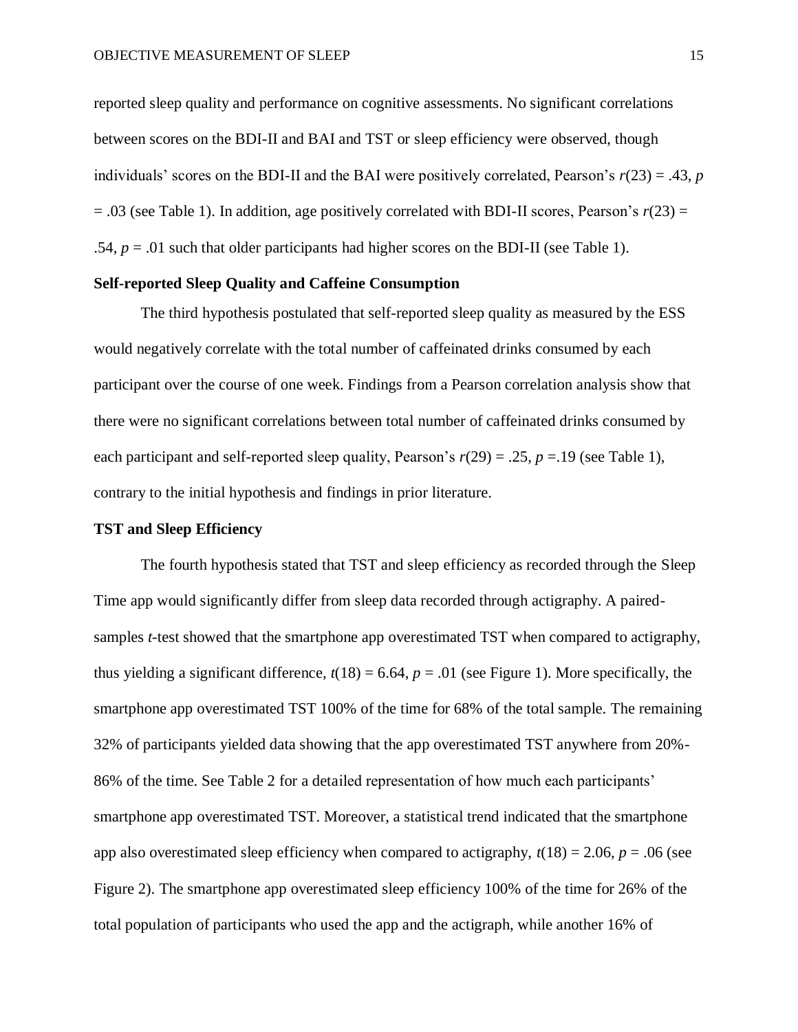reported sleep quality and performance on cognitive assessments. No significant correlations between scores on the BDI-II and BAI and TST or sleep efficiency were observed, though individuals' scores on the BDI-II and the BAI were positively correlated, Pearson's $r(23) = .43$, $p = .03$ (see Table 1). In addition, age positively correlated with BDI-II scores, Pearson's $r(23) = .54$, $p = .01$ such that older participants had higher scores on the BDI-II (see Table 1).

### Self-reported Sleep Quality and Caffeine Consumption

The third hypothesis postulated that self-reported sleep quality as measured by the ESS would negatively correlate with the total number of caffeinated drinks consumed by each participant over the course of one week. Findings from a Pearson correlation analysis show that there were no significant correlations between total number of caffeinated drinks consumed by each participant and self-reported sleep quality, Pearson's $r(29) = .25$, $p = .19$ (see Table 1), contrary to the initial hypothesis and findings in prior literature.

### TST and Sleep Efficiency

The fourth hypothesis stated that TST and sleep efficiency as recorded through the Sleep Time app would significantly differ from sleep data recorded through actigraphy. A paired-samples *t*-test showed that the smartphone app overestimated TST when compared to actigraphy, thus yielding a significant difference, $t(18) = 6.64$, $p = .01$ (see Figure 1). More specifically, the smartphone app overestimated TST 100% of the time for 68% of the total sample. The remaining 32% of participants yielded data showing that the app overestimated TST anywhere from 20%-86% of the time. See Table 2 for a detailed representation of how much each participants' smartphone app overestimated TST. Moreover, a statistical trend indicated that the smartphone app also overestimated sleep efficiency when compared to actigraphy, $t(18) = 2.06$, $p = .06$ (see Figure 2). The smartphone app overestimated sleep efficiency 100% of the time for 26% of the total population of participants who used the app and the actigraph, while another 16% of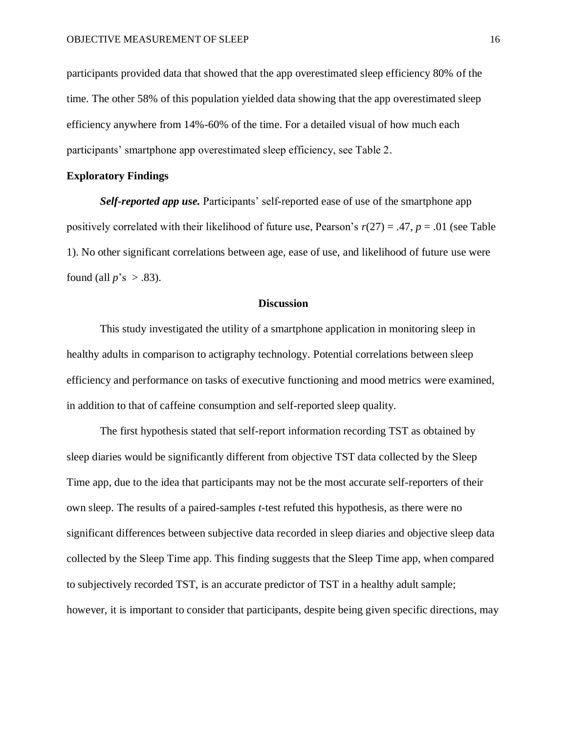participants provided data that showed that the app overestimated sleep efficiency 80% of the time. The other 58% of this population yielded data showing that the app overestimated sleep efficiency anywhere from 14%-60% of the time. For a detailed visual of how much each participants' smartphone app overestimated sleep efficiency, see Table 2.

## Exploratory Findings

***Self-reported app use.*** Participants' self-reported ease of use of the smartphone app positively correlated with their likelihood of future use, Pearson's $r(27) = .47$, $p = .01$ (see Table 1). No other significant correlations between age, ease of use, and likelihood of future use were found (all $p$'s $> .83$).

## Discussion

This study investigated the utility of a smartphone application in monitoring sleep in healthy adults in comparison to actigraphy technology. Potential correlations between sleep efficiency and performance on tasks of executive functioning and mood metrics were examined, in addition to that of caffeine consumption and self-reported sleep quality.

The first hypothesis stated that self-report information recording TST as obtained by sleep diaries would be significantly different from objective TST data collected by the Sleep Time app, due to the idea that participants may not be the most accurate self-reporters of their own sleep. The results of a paired-samples *t*-test refuted this hypothesis, as there were no significant differences between subjective data recorded in sleep diaries and objective sleep data collected by the Sleep Time app. This finding suggests that the Sleep Time app, when compared to subjectively recorded TST, is an accurate predictor of TST in a healthy adult sample; however, it is important to consider that participants, despite being given specific directions, may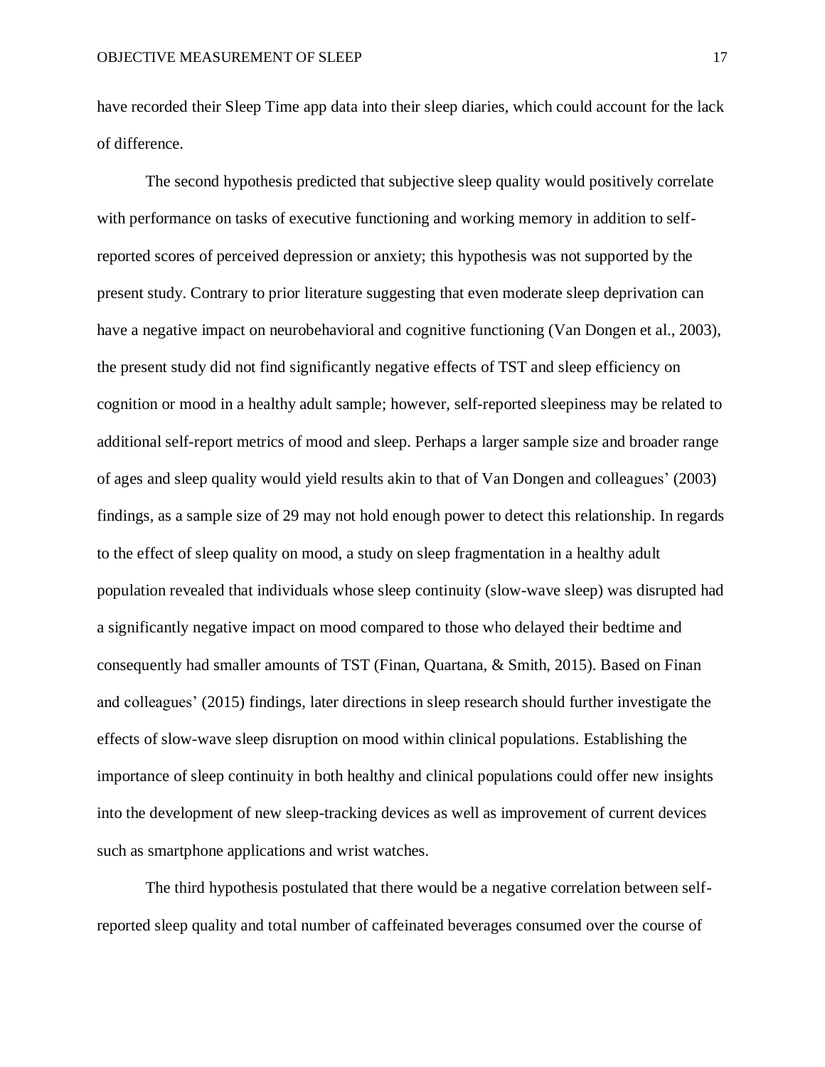have recorded their Sleep Time app data into their sleep diaries, which could account for the lack of difference.

The second hypothesis predicted that subjective sleep quality would positively correlate with performance on tasks of executive functioning and working memory in addition to self-reported scores of perceived depression or anxiety; this hypothesis was not supported by the present study. Contrary to prior literature suggesting that even moderate sleep deprivation can have a negative impact on neurobehavioral and cognitive functioning (Van Dongen et al., 2003), the present study did not find significantly negative effects of TST and sleep efficiency on cognition or mood in a healthy adult sample; however, self-reported sleepiness may be related to additional self-report metrics of mood and sleep. Perhaps a larger sample size and broader range of ages and sleep quality would yield results akin to that of Van Dongen and colleagues' (2003) findings, as a sample size of 29 may not hold enough power to detect this relationship. In regards to the effect of sleep quality on mood, a study on sleep fragmentation in a healthy adult population revealed that individuals whose sleep continuity (slow-wave sleep) was disrupted had a significantly negative impact on mood compared to those who delayed their bedtime and consequently had smaller amounts of TST (Finan, Quartana, & Smith, 2015). Based on Finan and colleagues' (2015) findings, later directions in sleep research should further investigate the effects of slow-wave sleep disruption on mood within clinical populations. Establishing the importance of sleep continuity in both healthy and clinical populations could offer new insights into the development of new sleep-tracking devices as well as improvement of current devices such as smartphone applications and wrist watches.

The third hypothesis postulated that there would be a negative correlation between self-reported sleep quality and total number of caffeinated beverages consumed over the course of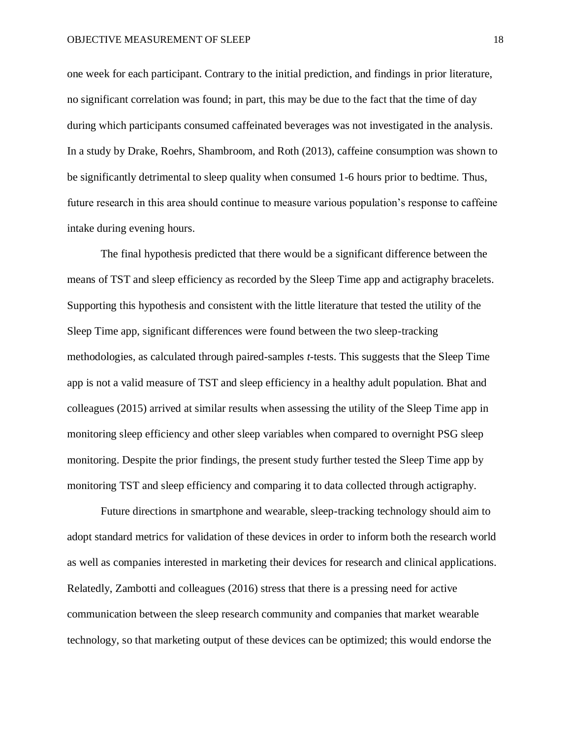one week for each participant. Contrary to the initial prediction, and findings in prior literature, no significant correlation was found; in part, this may be due to the fact that the time of day during which participants consumed caffeinated beverages was not investigated in the analysis. In a study by Drake, Roehrs, Shambroom, and Roth (2013), caffeine consumption was shown to be significantly detrimental to sleep quality when consumed 1-6 hours prior to bedtime. Thus, future research in this area should continue to measure various population's response to caffeine intake during evening hours.

The final hypothesis predicted that there would be a significant difference between the means of TST and sleep efficiency as recorded by the Sleep Time app and actigraphy bracelets. Supporting this hypothesis and consistent with the little literature that tested the utility of the Sleep Time app, significant differences were found between the two sleep-tracking methodologies, as calculated through paired-samples *t*-tests. This suggests that the Sleep Time app is not a valid measure of TST and sleep efficiency in a healthy adult population. Bhat and colleagues (2015) arrived at similar results when assessing the utility of the Sleep Time app in monitoring sleep efficiency and other sleep variables when compared to overnight PSG sleep monitoring. Despite the prior findings, the present study further tested the Sleep Time app by monitoring TST and sleep efficiency and comparing it to data collected through actigraphy.

Future directions in smartphone and wearable, sleep-tracking technology should aim to adopt standard metrics for validation of these devices in order to inform both the research world as well as companies interested in marketing their devices for research and clinical applications. Relatedly, Zambotti and colleagues (2016) stress that there is a pressing need for active communication between the sleep research community and companies that market wearable technology, so that marketing output of these devices can be optimized; this would endorse the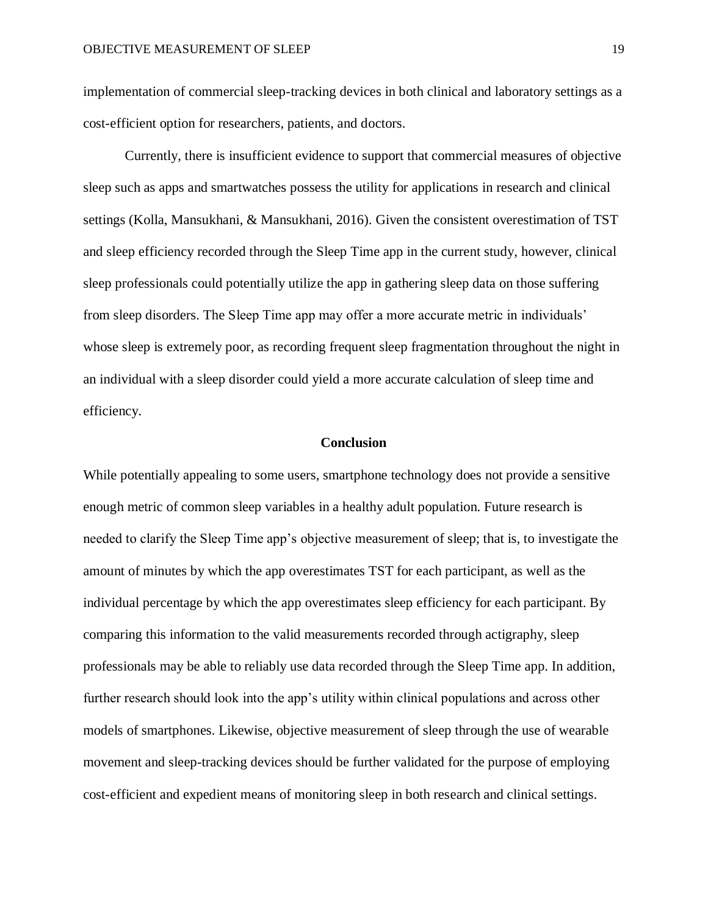implementation of commercial sleep-tracking devices in both clinical and laboratory settings as a cost-efficient option for researchers, patients, and doctors.

Currently, there is insufficient evidence to support that commercial measures of objective sleep such as apps and smartwatches possess the utility for applications in research and clinical settings (Kolla, Mansukhani, & Mansukhani, 2016). Given the consistent overestimation of TST and sleep efficiency recorded through the Sleep Time app in the current study, however, clinical sleep professionals could potentially utilize the app in gathering sleep data on those suffering from sleep disorders. The Sleep Time app may offer a more accurate metric in individuals' whose sleep is extremely poor, as recording frequent sleep fragmentation throughout the night in an individual with a sleep disorder could yield a more accurate calculation of sleep time and efficiency.

## Conclusion

While potentially appealing to some users, smartphone technology does not provide a sensitive enough metric of common sleep variables in a healthy adult population. Future research is needed to clarify the Sleep Time app's objective measurement of sleep; that is, to investigate the amount of minutes by which the app overestimates TST for each participant, as well as the individual percentage by which the app overestimates sleep efficiency for each participant. By comparing this information to the valid measurements recorded through actigraphy, sleep professionals may be able to reliably use data recorded through the Sleep Time app. In addition, further research should look into the app's utility within clinical populations and across other models of smartphones. Likewise, objective measurement of sleep through the use of wearable movement and sleep-tracking devices should be further validated for the purpose of employing cost-efficient and expedient means of monitoring sleep in both research and clinical settings.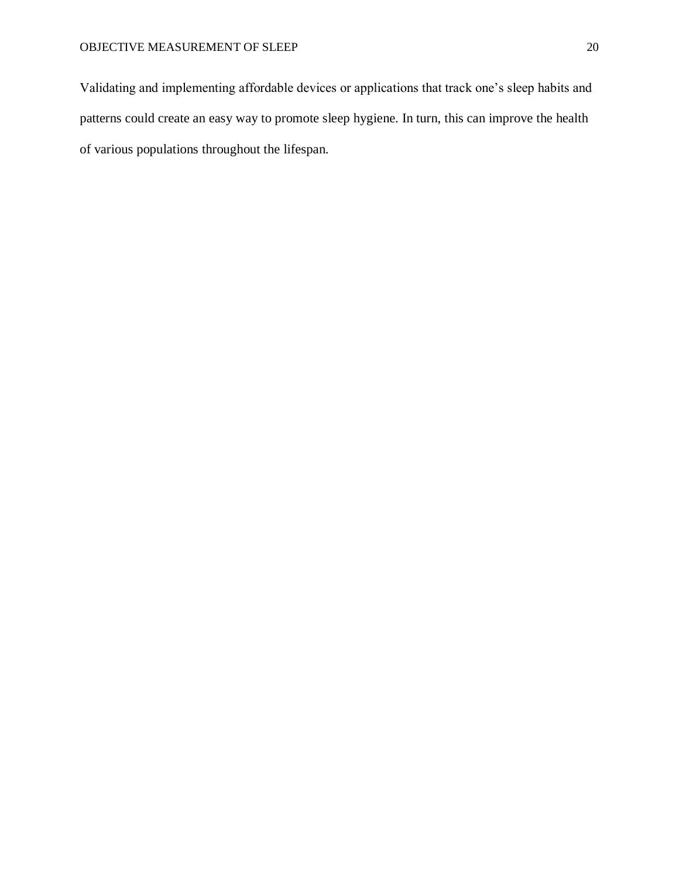Validating and implementing affordable devices or applications that track one's sleep habits and patterns could create an easy way to promote sleep hygiene. In turn, this can improve the health of various populations throughout the lifespan.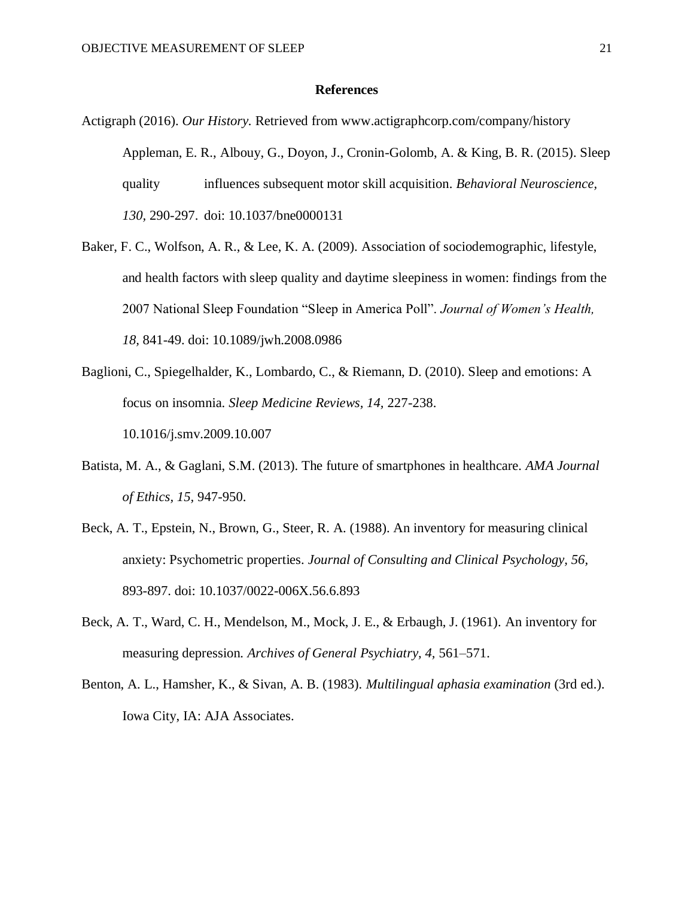**References**

Actigraph (2016). *Our History.* Retrieved from www.actigraphcorp.com/company/history

Appleman, E. R., Albouy, G., Doyon, J., Cronin-Golomb, A. & King, B. R. (2015). Sleep quality influences subsequent motor skill acquisition. *Behavioral Neuroscience, 130,* 290-297. doi: 10.1037/bne0000131

Baker, F. C., Wolfson, A. R., & Lee, K. A. (2009). Association of sociodemographic, lifestyle, and health factors with sleep quality and daytime sleepiness in women: findings from the 2007 National Sleep Foundation "Sleep in America Poll". *Journal of Women's Health, 18,* 841-49. doi: 10.1089/jwh.2008.0986

Baglioni, C., Spiegelhalder, K., Lombardo, C., & Riemann, D. (2010). Sleep and emotions: A focus on insomnia. *Sleep Medicine Reviews, 14,* 227-238. 10.1016/j.smv.2009.10.007

Batista, M. A., & Gaglani, S.M. (2013). The future of smartphones in healthcare. *AMA Journal of Ethics, 15,* 947-950.

Beck, A. T., Epstein, N., Brown, G., Steer, R. A. (1988). An inventory for measuring clinical anxiety: Psychometric properties. *Journal of Consulting and Clinical Psychology, 56,* 893-897. doi: 10.1037/0022-006X.56.6.893

Beck, A. T., Ward, C. H., Mendelson, M., Mock, J. E., & Erbaugh, J. (1961). An inventory for measuring depression. *Archives of General Psychiatry, 4,* 561–571.

Benton, A. L., Hamsher, K., & Sivan, A. B. (1983). *Multilingual aphasia examination* (3rd ed.). Iowa City, IA: AJA Associates.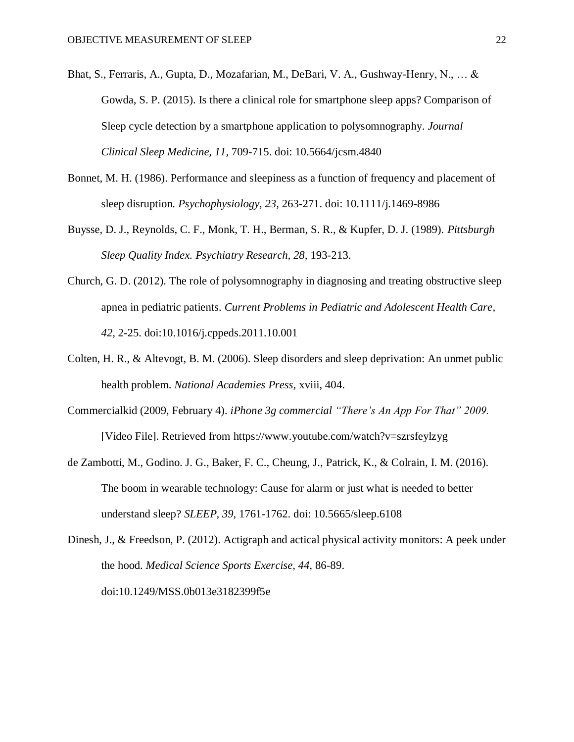Bhat, S., Ferraris, A., Gupta, D., Mozafarian, M., DeBari, V. A., Gushway-Henry, N., … & Gowda, S. P. (2015). Is there a clinical role for smartphone sleep apps? Comparison of Sleep cycle detection by a smartphone application to polysomnography. *Journal Clinical Sleep Medicine, 11,* 709-715. doi: 10.5664/jcsm.4840

Bonnet, M. H. (1986). Performance and sleepiness as a function of frequency and placement of sleep disruption. *Psychophysiology, 23,* 263-271. doi: 10.1111/j.1469-8986

Buysse, D. J., Reynolds, C. F., Monk, T. H., Berman, S. R., & Kupfer, D. J. (1989). *Pittsburgh Sleep Quality Index. Psychiatry Research, 28,* 193-213.

Church, G. D. (2012). The role of polysomnography in diagnosing and treating obstructive sleep apnea in pediatric patients. *Current Problems in Pediatric and Adolescent Health Care, 42,* 2-25. doi:10.1016/j.cppeds.2011.10.001

Colten, H. R., & Altevogt, B. M. (2006). Sleep disorders and sleep deprivation: An unmet public health problem. *National Academies Press,* xviii, 404.

Commercialkid (2009, February 4). *iPhone 3g commercial "There's An App For That" 2009.* [Video File]. Retrieved from https://www.youtube.com/watch?v=szrsfeylzyg

de Zambotti, M., Godino. J. G., Baker, F. C., Cheung, J., Patrick, K., & Colrain, I. M. (2016). The boom in wearable technology: Cause for alarm or just what is needed to better understand sleep? *SLEEP, 39,* 1761-1762. doi: 10.5665/sleep.6108

Dinesh, J., & Freedson, P. (2012). Actigraph and actical physical activity monitors: A peek under the hood. *Medical Science Sports Exercise, 44,* 86-89. doi:10.1249/MSS.0b013e3182399f5e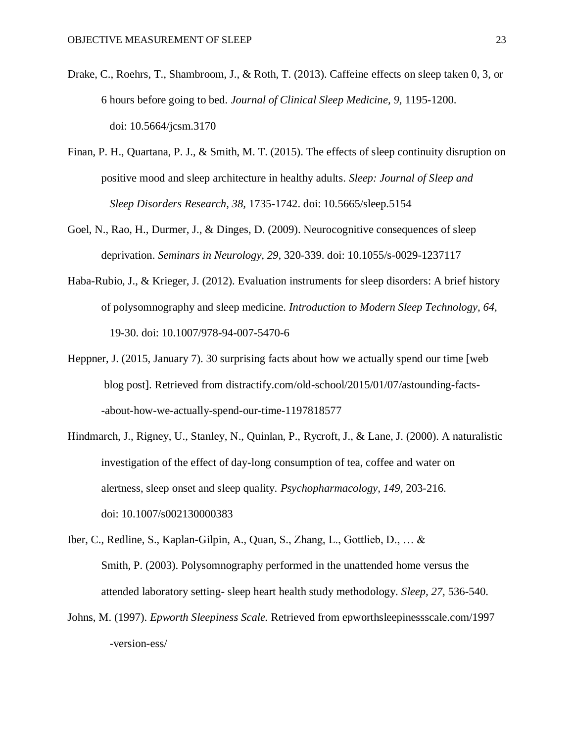Drake, C., Roehrs, T., Shambroom, J., & Roth, T. (2013). Caffeine effects on sleep taken 0, 3, or 6 hours before going to bed. *Journal of Clinical Sleep Medicine, 9,* 1195-1200. doi: 10.5664/jcsm.3170

Finan, P. H., Quartana, P. J., & Smith, M. T. (2015). The effects of sleep continuity disruption on positive mood and sleep architecture in healthy adults. *Sleep: Journal of Sleep and Sleep Disorders Research, 38,* 1735-1742. doi: 10.5665/sleep.5154

Goel, N., Rao, H., Durmer, J., & Dinges, D. (2009). Neurocognitive consequences of sleep deprivation. *Seminars in Neurology, 29,* 320-339. doi: 10.1055/s-0029-1237117

Haba-Rubio, J., & Krieger, J. (2012). Evaluation instruments for sleep disorders: A brief history of polysomnography and sleep medicine. *Introduction to Modern Sleep Technology, 64,* 19-30. doi: 10.1007/978-94-007-5470-6

Heppner, J. (2015, January 7). 30 surprising facts about how we actually spend our time [web blog post]. Retrieved from distractify.com/old-school/2015/01/07/astounding-facts--about-how-we-actually-spend-our-time-1197818577

Hindmarch, J., Rigney, U., Stanley, N., Quinlan, P., Rycroft, J., & Lane, J. (2000). A naturalistic investigation of the effect of day-long consumption of tea, coffee and water on alertness, sleep onset and sleep quality. *Psychopharmacology, 149,* 203-216. doi: 10.1007/s002130000383

Iber, C., Redline, S., Kaplan-Gilpin, A., Quan, S., Zhang, L., Gottlieb, D., … & Smith, P. (2003). Polysomnography performed in the unattended home versus the attended laboratory setting- sleep heart health study methodology. *Sleep, 27,* 536-540.

Johns, M. (1997). *Epworth Sleepiness Scale.* Retrieved from epworthsleepinessscale.com/1997-version-ess/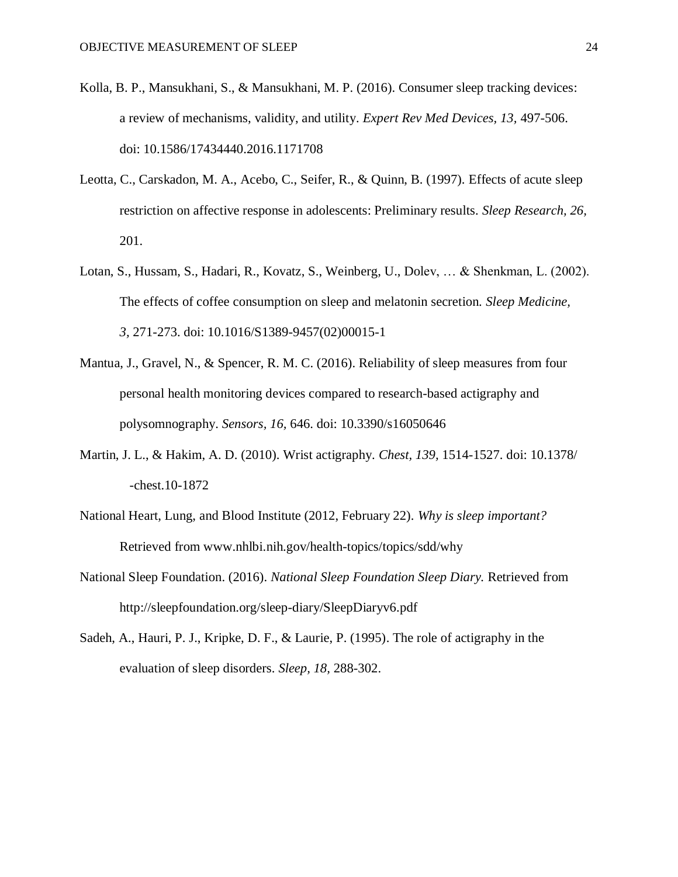Kolla, B. P., Mansukhani, S., & Mansukhani, M. P. (2016). Consumer sleep tracking devices: a review of mechanisms, validity, and utility. *Expert Rev Med Devices, 13,* 497-506. doi: 10.1586/17434440.2016.1171708

Leotta, C., Carskadon, M. A., Acebo, C., Seifer, R., & Quinn, B. (1997). Effects of acute sleep restriction on affective response in adolescents: Preliminary results. *Sleep Research, 26,* 201.

Lotan, S., Hussam, S., Hadari, R., Kovatz, S., Weinberg, U., Dolev, … & Shenkman, L. (2002). The effects of coffee consumption on sleep and melatonin secretion. *Sleep Medicine, 3,* 271-273. doi: 10.1016/S1389-9457(02)00015-1

Mantua, J., Gravel, N., & Spencer, R. M. C. (2016). Reliability of sleep measures from four personal health monitoring devices compared to research-based actigraphy and polysomnography. *Sensors, 16,* 646. doi: 10.3390/s16050646

Martin, J. L., & Hakim, A. D. (2010). Wrist actigraphy. *Chest, 139,* 1514-1527. doi: 10.1378/ -chest.10-1872

National Heart, Lung, and Blood Institute (2012, February 22). *Why is sleep important?* Retrieved from www.nhlbi.nih.gov/health-topics/topics/sdd/why

National Sleep Foundation. (2016). *National Sleep Foundation Sleep Diary.* Retrieved from http://sleepfoundation.org/sleep-diary/SleepDiaryv6.pdf

Sadeh, A., Hauri, P. J., Kripke, D. F., & Laurie, P. (1995). The role of actigraphy in the evaluation of sleep disorders. *Sleep, 18,* 288-302.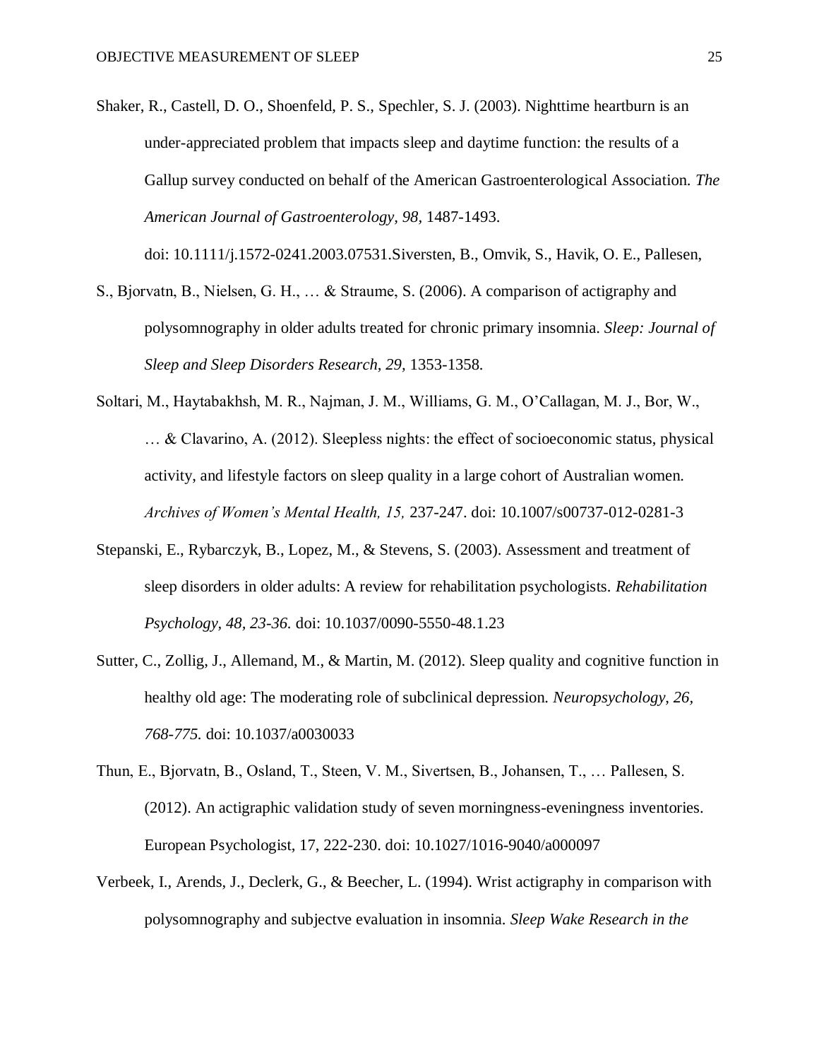Shaker, R., Castell, D. O., Shoenfeld, P. S., Spechler, S. J. (2003). Nighttime heartburn is an under-appreciated problem that impacts sleep and daytime function: the results of a Gallup survey conducted on behalf of the American Gastroenterological Association. *The American Journal of Gastroenterology, 98,* 1487-1493. doi: 10.1111/j.1572-0241.2003.07531.Siversten, B., Omvik, S., Havik, O. E., Pallesen,

S., Bjorvatn, B., Nielsen, G. H., … & Straume, S. (2006). A comparison of actigraphy and polysomnography in older adults treated for chronic primary insomnia. *Sleep: Journal of Sleep and Sleep Disorders Research, 29,* 1353-1358.

Soltari, M., Haytabakhsh, M. R., Najman, J. M., Williams, G. M., O'Callagan, M. J., Bor, W., … & Clavarino, A. (2012). Sleepless nights: the effect of socioeconomic status, physical activity, and lifestyle factors on sleep quality in a large cohort of Australian women. *Archives of Women's Mental Health, 15,* 237-247. doi: 10.1007/s00737-012-0281-3

Stepanski, E., Rybarczyk, B., Lopez, M., & Stevens, S. (2003). Assessment and treatment of sleep disorders in older adults: A review for rehabilitation psychologists. *Rehabilitation Psychology, 48, 23-36.* doi: 10.1037/0090-5550-48.1.23

Sutter, C., Zollig, J., Allemand, M., & Martin, M. (2012). Sleep quality and cognitive function in healthy old age: The moderating role of subclinical depression. *Neuropsychology, 26, 768-775.* doi: 10.1037/a0030033

Thun, E., Bjorvatn, B., Osland, T., Steen, V. M., Sivertsen, B., Johansen, T., … Pallesen, S. (2012). An actigraphic validation study of seven morningness-eveningness inventories. European Psychologist, 17, 222-230. doi: 10.1027/1016-9040/a000097

Verbeek, I., Arends, J., Declerk, G., & Beecher, L. (1994). Wrist actigraphy in comparison with polysomnography and subjectve evaluation in insomnia. *Sleep Wake Research in the*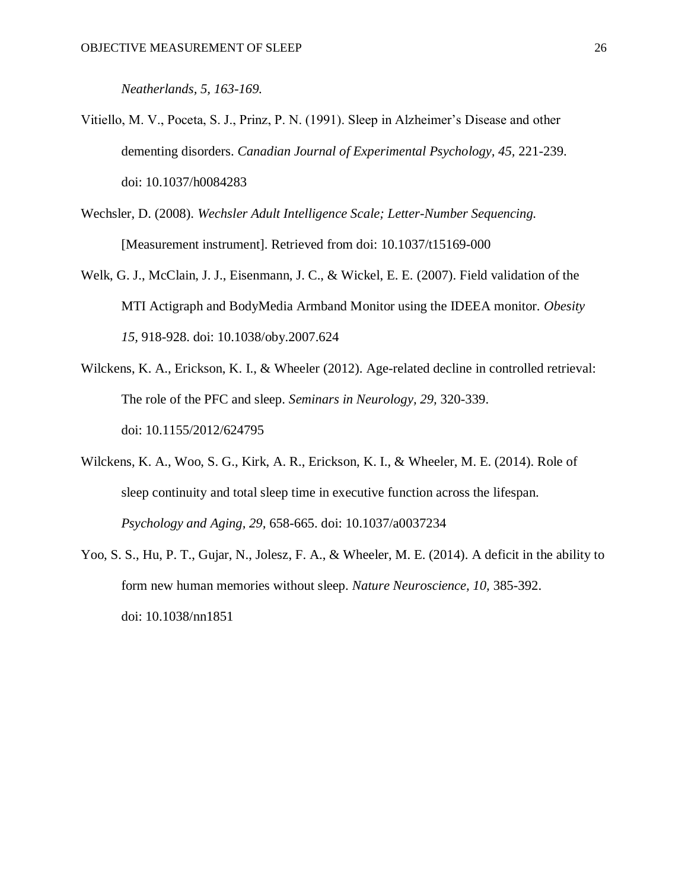*Neatherlands, 5, 163-169.*

Vitiello, M. V., Poceta, S. J., Prinz, P. N. (1991). Sleep in Alzheimer's Disease and other dementing disorders. *Canadian Journal of Experimental Psychology, 45,* 221-239. doi: 10.1037/h0084283

Wechsler, D. (2008). *Wechsler Adult Intelligence Scale; Letter-Number Sequencing.* [Measurement instrument]. Retrieved from doi: 10.1037/t15169-000

Welk, G. J., McClain, J. J., Eisenmann, J. C., & Wickel, E. E. (2007). Field validation of the MTI Actigraph and BodyMedia Armband Monitor using the IDEEA monitor. *Obesity 15,* 918-928. doi: 10.1038/oby.2007.624

Wilckens, K. A., Erickson, K. I., & Wheeler (2012). Age-related decline in controlled retrieval: The role of the PFC and sleep. *Seminars in Neurology, 29,* 320-339. doi: 10.1155/2012/624795

Wilckens, K. A., Woo, S. G., Kirk, A. R., Erickson, K. I., & Wheeler, M. E. (2014). Role of sleep continuity and total sleep time in executive function across the lifespan. *Psychology and Aging, 29,* 658-665. doi: 10.1037/a0037234

Yoo, S. S., Hu, P. T., Gujar, N., Jolesz, F. A., & Wheeler, M. E. (2014). A deficit in the ability to form new human memories without sleep. *Nature Neuroscience, 10,* 385-392. doi: 10.1038/nn1851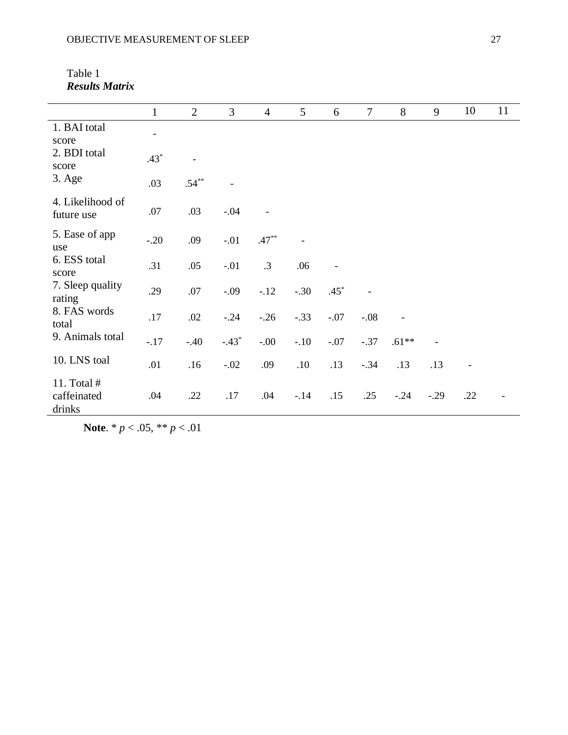Table 1

***Results Matrix***

| | 1 | 2 | 3 | 4 | 5 | 6 | 7 | 8 | 9 | 10 | 11 |
|---|---|---|---|---|---|---|---|---|---|---|---|
| 1. BAI total score | - | | | | | | | | | | |
| 2. BDI total score | .43* | - | | | | | | | | | |
| 3. Age | .03 | .54** | - | | | | | | | | |
| 4. Likelihood of future use | .07 | .03 | -.04 | - | | | | | | | |
| 5. Ease of app use | -.20 | .09 | -.01 | .47** | - | | | | | | |
| 6. ESS total score | .31 | .05 | -.01 | .3 | .06 | - | | | | | |
| 7. Sleep quality rating | .29 | .07 | -.09 | -.12 | -.30 | .45* | - | | | | |
| 8. FAS words total | .17 | .02 | -.24 | -.26 | -.33 | -.07 | -.08 | - | | | |
| 9. Animals total | -.17 | -.40 | -.43* | -.00 | -.10 | -.07 | -.37 | .61** | - | | |
| 10. LNS toal | .01 | .16 | -.02 | .09 | .10 | .13 | -.34 | .13 | .13 | - | |
| 11. Total # caffeinated drinks | .04 | .22 | .17 | .04 | -.14 | .15 | .25 | -.24 | -.29 | .22 | - |

**Note**. * $p < .05$, ** $p < .01$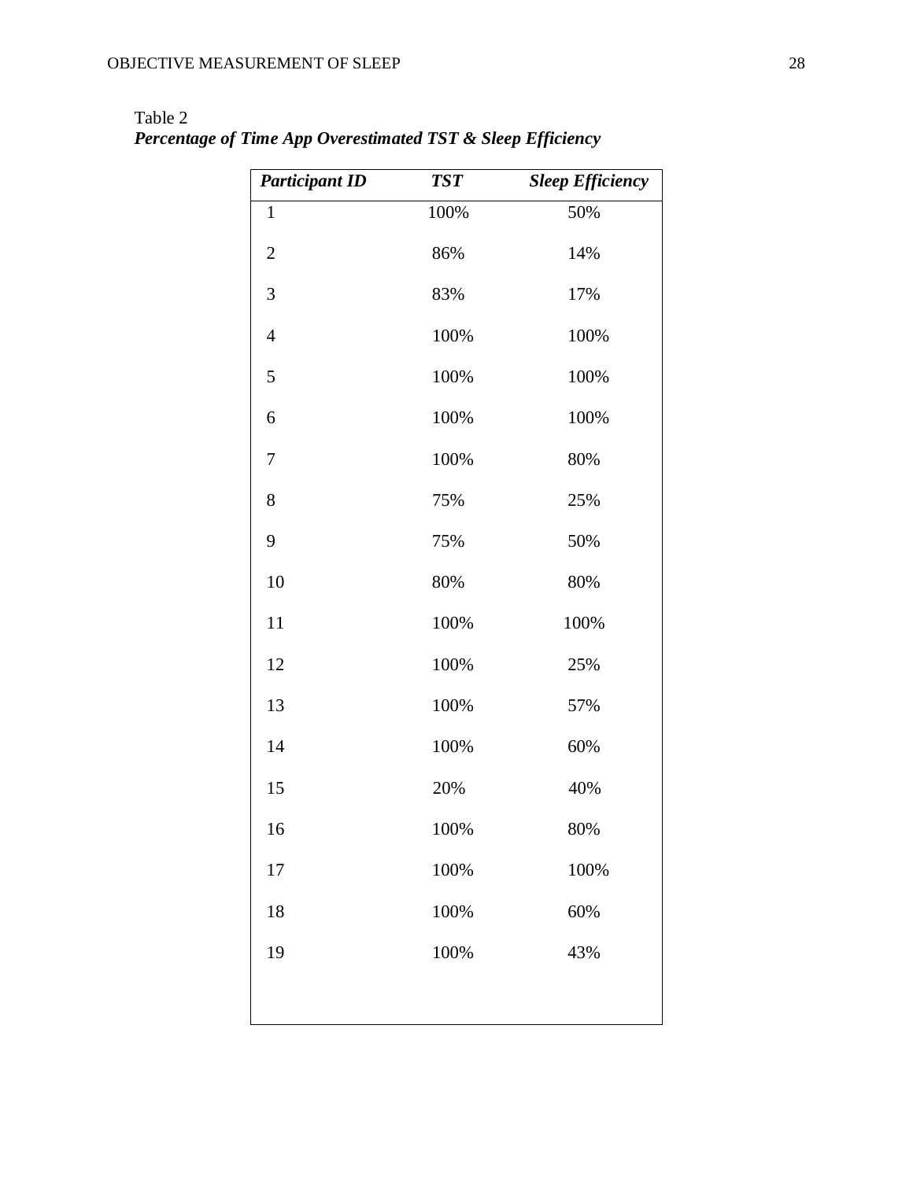Table 2

***Percentage of Time App Overestimated TST & Sleep Efficiency***

| *Participant ID* | *TST* | *Sleep Efficiency* |
|---|---|---|
| 1 | 100% | 50% |
| 2 | 86% | 14% |
| 3 | 83% | 17% |
| 4 | 100% | 100% |
| 5 | 100% | 100% |
| 6 | 100% | 100% |
| 7 | 100% | 80% |
| 8 | 75% | 25% |
| 9 | 75% | 50% |
| 10 | 80% | 80% |
| 11 | 100% | 100% |
| 12 | 100% | 25% |
| 13 | 100% | 57% |
| 14 | 100% | 60% |
| 15 | 20% | 40% |
| 16 | 100% | 80% |
| 17 | 100% | 100% |
| 18 | 100% | 60% |
| 19 | 100% | 43% |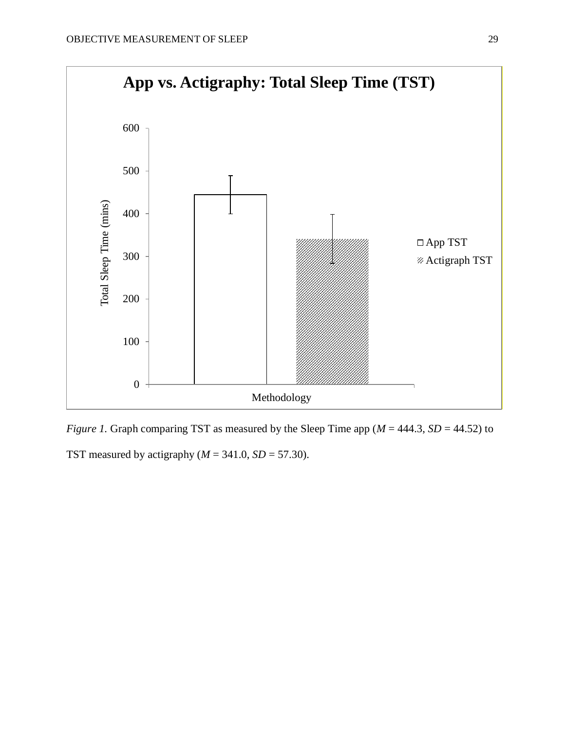*Figure 1.* Graph comparing TST as measured by the Sleep Time app ($M$ = 444.3, $SD$ = 44.52) to TST measured by actigraphy ($M$ = 341.0, $SD$ = 57.30).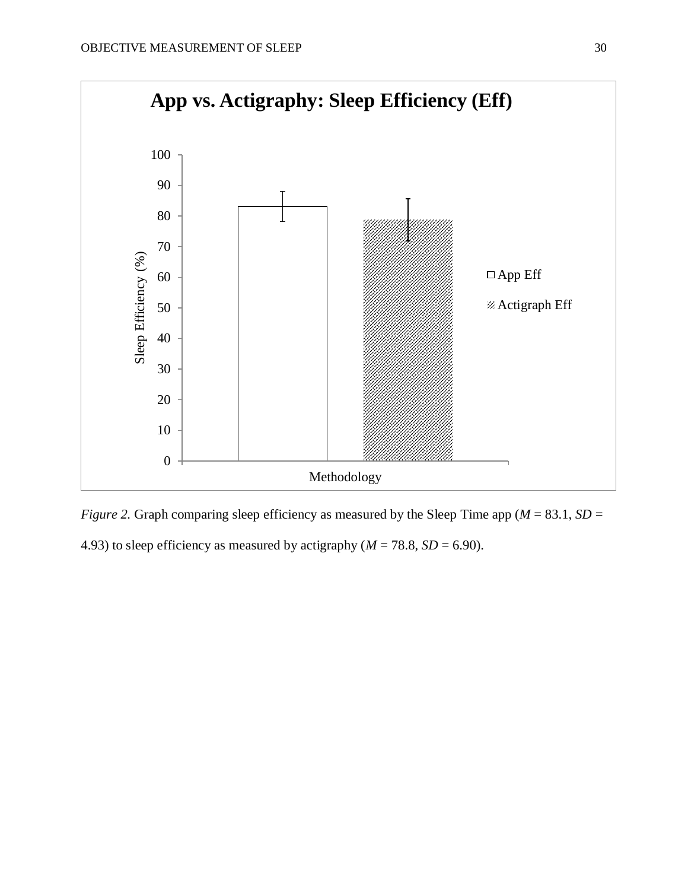App vs. Actigraphy: Sleep Efficiency (Eff)

*Figure 2.* Graph comparing sleep efficiency as measured by the Sleep Time app ($M$ = 83.1, $SD$ = 4.93) to sleep efficiency as measured by actigraphy ($M$ = 78.8, $SD$ = 6.90).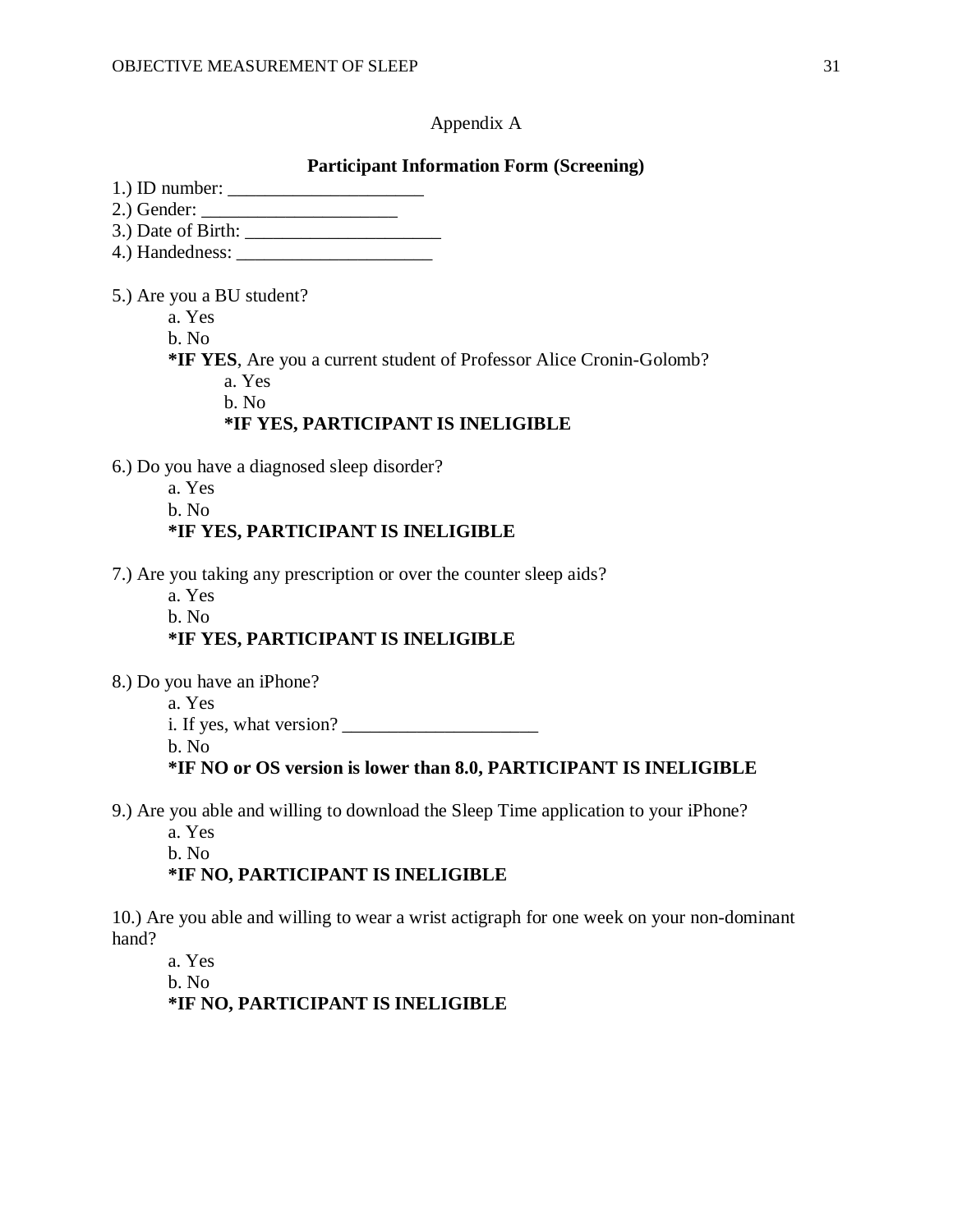Appendix A

**Participant Information Form (Screening)**

1.) ID number: _____________________
2.) Gender: _____________________
3.) Date of Birth: _____________________
4.) Handedness: _____________________

5.) Are you a BU student?

a. Yes
b. No
**\*IF YES**, Are you a current student of Professor Alice Cronin-Golomb?

a. Yes
b. No
**\*IF YES, PARTICIPANT IS INELIGIBLE**

6.) Do you have a diagnosed sleep disorder?

a. Yes
b. No
**\*IF YES, PARTICIPANT IS INELIGIBLE**

7.) Are you taking any prescription or over the counter sleep aids?

a. Yes
b. No
**\*IF YES, PARTICIPANT IS INELIGIBLE**

8.) Do you have an iPhone?

a. Yes
i. If yes, what version? _____________________
b. No
**\*IF NO or OS version is lower than 8.0, PARTICIPANT IS INELIGIBLE**

9.) Are you able and willing to download the Sleep Time application to your iPhone?

a. Yes
b. No
**\*IF NO, PARTICIPANT IS INELIGIBLE**

10.) Are you able and willing to wear a wrist actigraph for one week on your non-dominant hand?

a. Yes
b. No
**\*IF NO, PARTICIPANT IS INELIGIBLE**